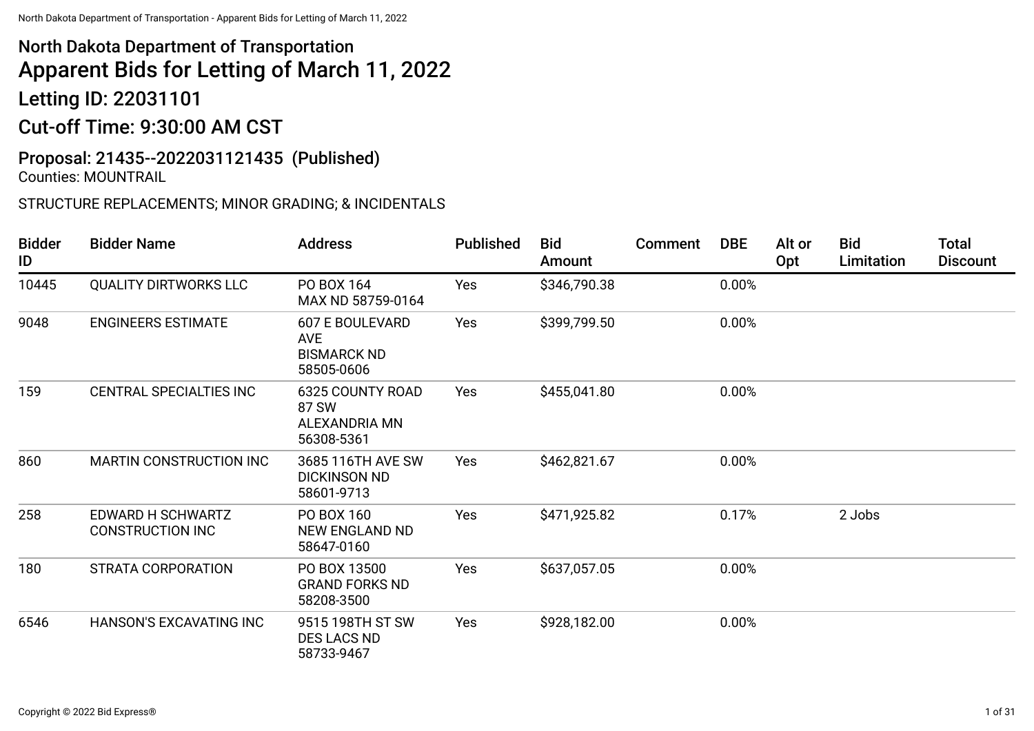## North Dakota Department of Transportation

# Apparent Bids for Letting of March 11, 2022

## Letting ID: 22031101

## Cut-off Time: 9:30:00 AM CST

### Proposal: 21435--2022031121435 (Published)

Counties: MOUNTRAIL

STRUCTURE REPLACEMENTS; MINOR GRADING; & INCIDENTALS

| Bidder ID | Bidder Name | Address | Published | Bid Amount | Comment | DBE | Alt or Opt | Bid Limitation | Total Discount |
|---|---|---|---|---|---|---|---|---|---|
| 10445 | QUALITY DIRTWORKS LLC | PO BOX 164 MAX ND 58759-0164 | Yes | $346,790.38 | | 0.00% | | | |
| 9048 | ENGINEERS ESTIMATE | 607 E BOULEVARD AVE BISMARCK ND 58505-0606 | Yes | $399,799.50 | | 0.00% | | | |
| 159 | CENTRAL SPECIALTIES INC | 6325 COUNTY ROAD 87 SW ALEXANDRIA MN 56308-5361 | Yes | $455,041.80 | | 0.00% | | | |
| 860 | MARTIN CONSTRUCTION INC | 3685 116TH AVE SW DICKINSON ND 58601-9713 | Yes | $462,821.67 | | 0.00% | | | |
| 258 | EDWARD H SCHWARTZ CONSTRUCTION INC | PO BOX 160 NEW ENGLAND ND 58647-0160 | Yes | $471,925.82 | | 0.17% | | 2 Jobs | |
| 180 | STRATA CORPORATION | PO BOX 13500 GRAND FORKS ND 58208-3500 | Yes | $637,057.05 | | 0.00% | | | |
| 6546 | HANSON'S EXCAVATING INC | 9515 198TH ST SW DES LACS ND 58733-9467 | Yes | $928,182.00 | | 0.00% | | | |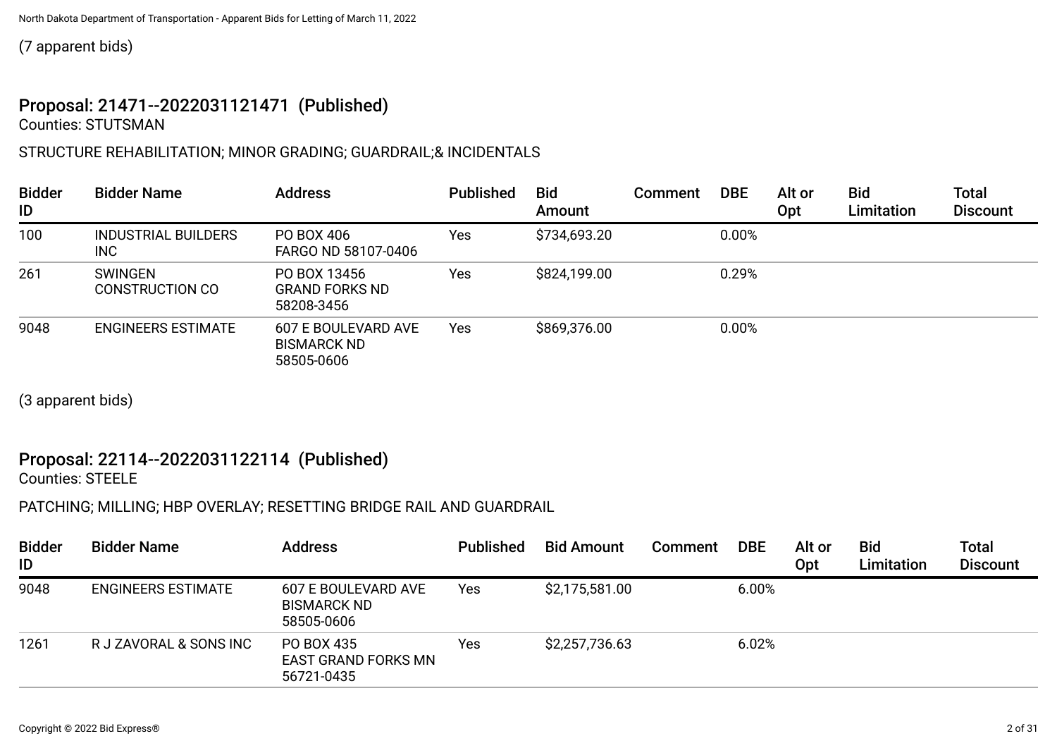(7 apparent bids)

## Proposal: 21471--2022031121471 (Published)

Counties: STUTSMAN

STRUCTURE REHABILITATION; MINOR GRADING; GUARDRAIL;& INCIDENTALS

| Bidder ID | Bidder Name | Address | Published | Bid Amount | Comment | DBE | Alt or Opt | Bid Limitation | Total Discount |
|---|---|---|---|---|---|---|---|---|---|
| 100 | INDUSTRIAL BUILDERS INC | PO BOX 406 FARGO ND 58107-0406 | Yes | $734,693.20 | | 0.00% | | | |
| 261 | SWINGEN CONSTRUCTION CO | PO BOX 13456 GRAND FORKS ND 58208-3456 | Yes | $824,199.00 | | 0.29% | | | |
| 9048 | ENGINEERS ESTIMATE | 607 E BOULEVARD AVE BISMARCK ND 58505-0606 | Yes | $869,376.00 | | 0.00% | | | |

(3 apparent bids)

## Proposal: 22114--2022031122114 (Published)

Counties: STEELE

PATCHING; MILLING; HBP OVERLAY; RESETTING BRIDGE RAIL AND GUARDRAIL

| Bidder ID | Bidder Name | Address | Published | Bid Amount | Comment | DBE | Alt or Opt | Bid Limitation | Total Discount |
|---|---|---|---|---|---|---|---|---|---|
| 9048 | ENGINEERS ESTIMATE | 607 E BOULEVARD AVE BISMARCK ND 58505-0606 | Yes | $2,175,581.00 | | 6.00% | | | |
| 1261 | R J ZAVORAL & SONS INC | PO BOX 435 EAST GRAND FORKS MN 56721-0435 | Yes | $2,257,736.63 | | 6.02% | | | |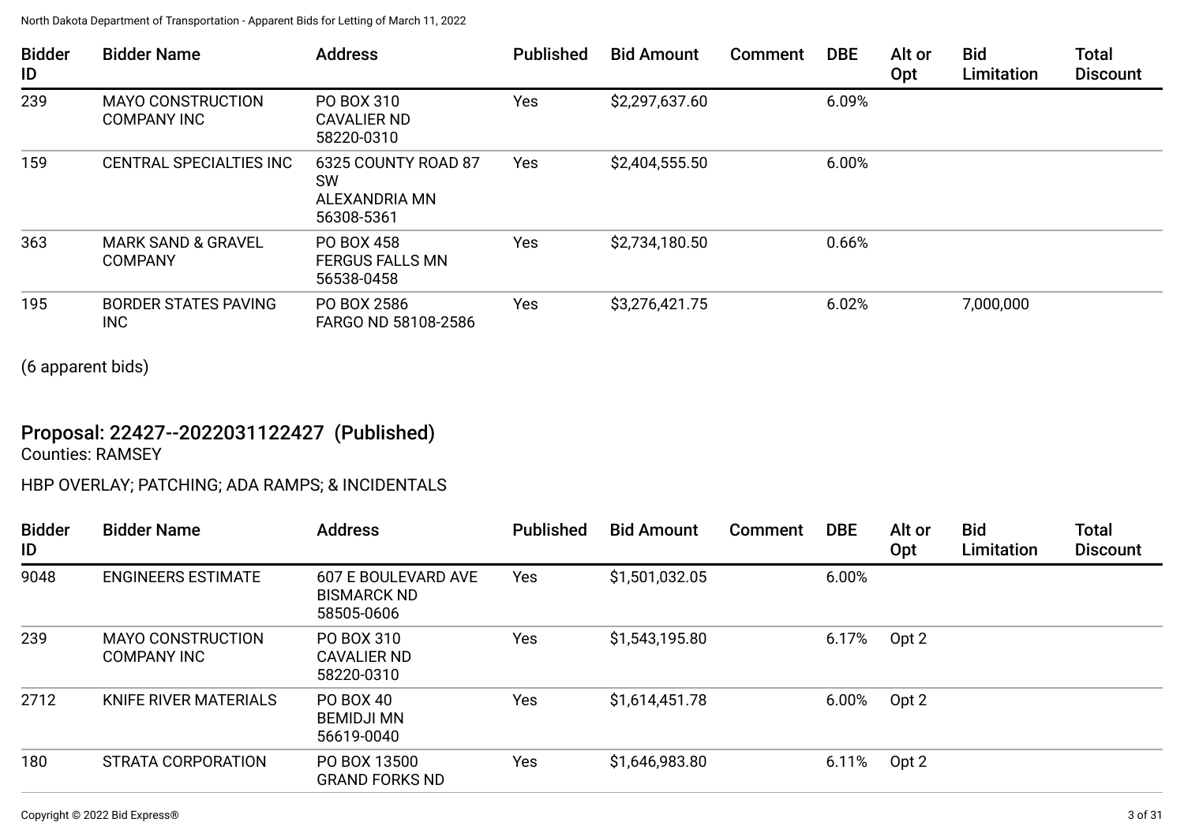| Bidder ID | Bidder Name | Address | Published | Bid Amount | Comment | DBE | Alt or Opt | Bid Limitation | Total Discount |
|---|---|---|---|---|---|---|---|---|---|
| 239 | MAYO CONSTRUCTION COMPANY INC | PO BOX 310 CAVALIER ND 58220-0310 | Yes | $2,297,637.60 | | 6.09% | | | |
| 159 | CENTRAL SPECIALTIES INC | 6325 COUNTY ROAD 87 SW ALEXANDRIA MN 56308-5361 | Yes | $2,404,555.50 | | 6.00% | | | |
| 363 | MARK SAND & GRAVEL COMPANY | PO BOX 458 FERGUS FALLS MN 56538-0458 | Yes | $2,734,180.50 | | 0.66% | | | |
| 195 | BORDER STATES PAVING INC | PO BOX 2586 FARGO ND 58108-2586 | Yes | $3,276,421.75 | | 6.02% | | 7,000,000 | |

(6 apparent bids)

## Proposal: 22427--2022031122427 (Published)

Counties: RAMSEY

HBP OVERLAY; PATCHING; ADA RAMPS; & INCIDENTALS

| Bidder ID | Bidder Name | Address | Published | Bid Amount | Comment | DBE | Alt or Opt | Bid Limitation | Total Discount |
|---|---|---|---|---|---|---|---|---|---|
| 9048 | ENGINEERS ESTIMATE | 607 E BOULEVARD AVE BISMARCK ND 58505-0606 | Yes | $1,501,032.05 | | 6.00% | | | |
| 239 | MAYO CONSTRUCTION COMPANY INC | PO BOX 310 CAVALIER ND 58220-0310 | Yes | $1,543,195.80 | | 6.17% | Opt 2 | | |
| 2712 | KNIFE RIVER MATERIALS | PO BOX 40 BEMIDJI MN 56619-0040 | Yes | $1,614,451.78 | | 6.00% | Opt 2 | | |
| 180 | STRATA CORPORATION | PO BOX 13500 GRAND FORKS ND | Yes | $1,646,983.80 | | 6.11% | Opt 2 | | |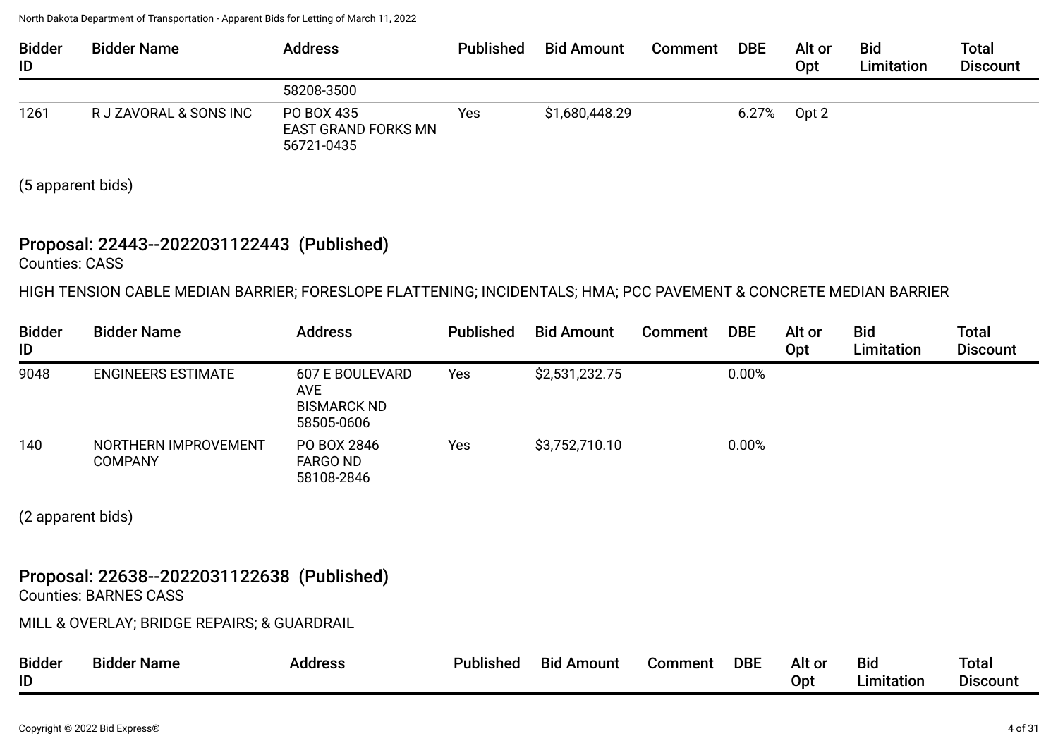| Bidder ID | Bidder Name | Address | Published | Bid Amount | Comment | DBE | Alt or Opt | Bid Limitation | Total Discount |
|---|---|---|---|---|---|---|---|---|---|
| | | 58208-3500 | | | | | | | |
| 1261 | R J ZAVORAL & SONS INC | PO BOX 435 EAST GRAND FORKS MN 56721-0435 | Yes | $1,680,448.29 | | 6.27% | Opt 2 | | |

(5 apparent bids)

## Proposal: 22443--2022031122443 (Published)

Counties: CASS

HIGH TENSION CABLE MEDIAN BARRIER; FORESLOPE FLATTENING; INCIDENTALS; HMA; PCC PAVEMENT & CONCRETE MEDIAN BARRIER

| Bidder ID | Bidder Name | Address | Published | Bid Amount | Comment | DBE | Alt or Opt | Bid Limitation | Total Discount |
|---|---|---|---|---|---|---|---|---|---|
| 9048 | ENGINEERS ESTIMATE | 607 E BOULEVARD AVE BISMARCK ND 58505-0606 | Yes | $2,531,232.75 | | 0.00% | | | |
| 140 | NORTHERN IMPROVEMENT COMPANY | PO BOX 2846 FARGO ND 58108-2846 | Yes | $3,752,710.10 | | 0.00% | | | |

(2 apparent bids)

## Proposal: 22638--2022031122638 (Published)

Counties: BARNES CASS

MILL & OVERLAY; BRIDGE REPAIRS; & GUARDRAIL

| Bidder ID | Bidder Name | Address | Published | Bid Amount | Comment | DBE | Alt or Opt | Bid Limitation | Total Discount |
|---|---|---|---|---|---|---|---|---|---|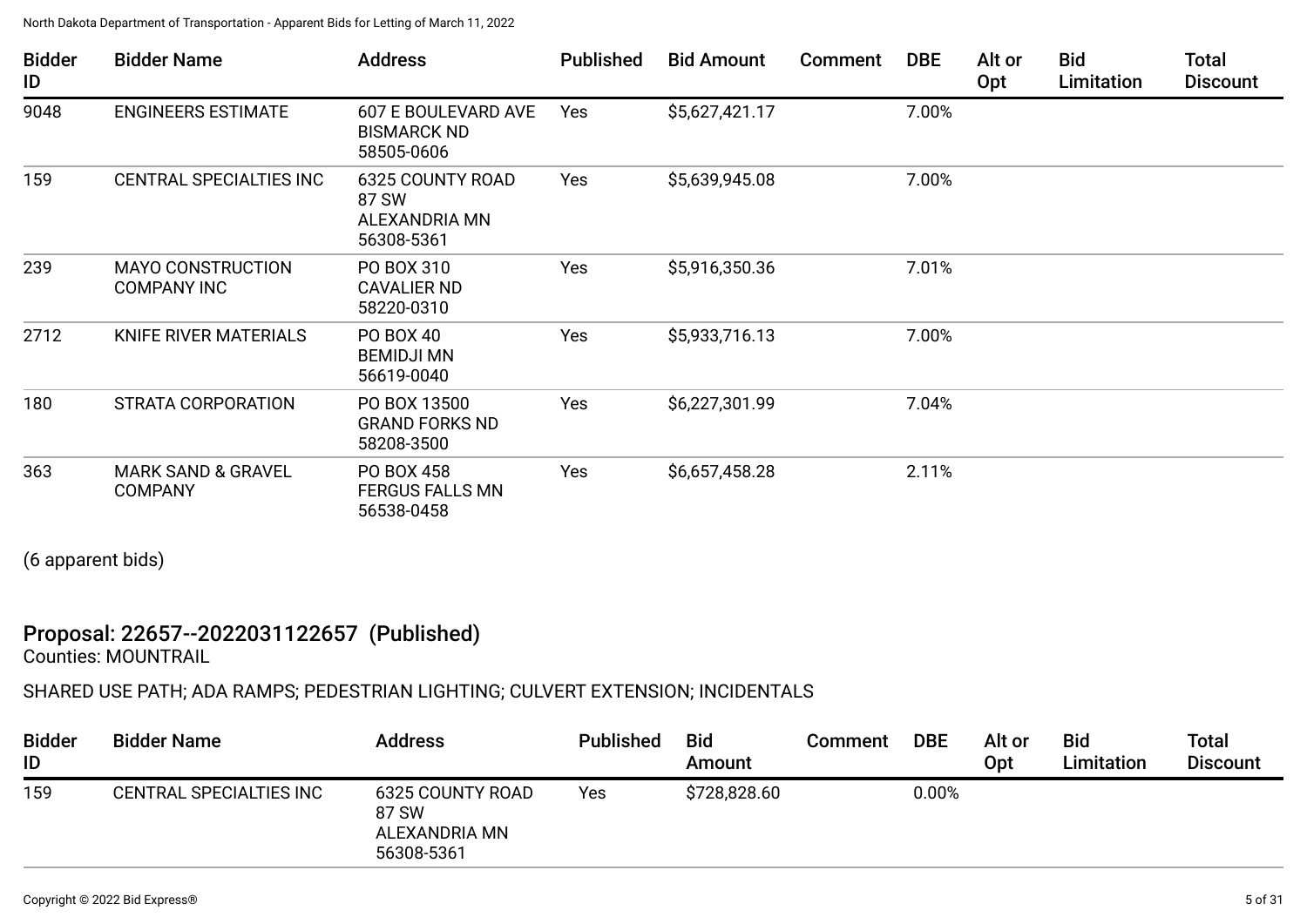| Bidder ID | Bidder Name | Address | Published | Bid Amount | Comment | DBE | Alt or Opt | Bid Limitation | Total Discount |
|---|---|---|---|---|---|---|---|---|---|
| 9048 | ENGINEERS ESTIMATE | 607 E BOULEVARD AVE BISMARCK ND 58505-0606 | Yes | $5,627,421.17 | | 7.00% | | | |
| 159 | CENTRAL SPECIALTIES INC | 6325 COUNTY ROAD 87 SW ALEXANDRIA MN 56308-5361 | Yes | $5,639,945.08 | | 7.00% | | | |
| 239 | MAYO CONSTRUCTION COMPANY INC | PO BOX 310 CAVALIER ND 58220-0310 | Yes | $5,916,350.36 | | 7.01% | | | |
| 2712 | KNIFE RIVER MATERIALS | PO BOX 40 BEMIDJI MN 56619-0040 | Yes | $5,933,716.13 | | 7.00% | | | |
| 180 | STRATA CORPORATION | PO BOX 13500 GRAND FORKS ND 58208-3500 | Yes | $6,227,301.99 | | 7.04% | | | |
| 363 | MARK SAND & GRAVEL COMPANY | PO BOX 458 FERGUS FALLS MN 56538-0458 | Yes | $6,657,458.28 | | 2.11% | | | |

(6 apparent bids)

## Proposal: 22657--2022031122657 (Published)

Counties: MOUNTRAIL

SHARED USE PATH; ADA RAMPS; PEDESTRIAN LIGHTING; CULVERT EXTENSION; INCIDENTALS

| Bidder ID | Bidder Name | Address | Published | Bid Amount | Comment | DBE | Alt or Opt | Bid Limitation | Total Discount |
|---|---|---|---|---|---|---|---|---|---|
| 159 | CENTRAL SPECIALTIES INC | 6325 COUNTY ROAD 87 SW ALEXANDRIA MN 56308-5361 | Yes | $728,828.60 | | 0.00% | | | |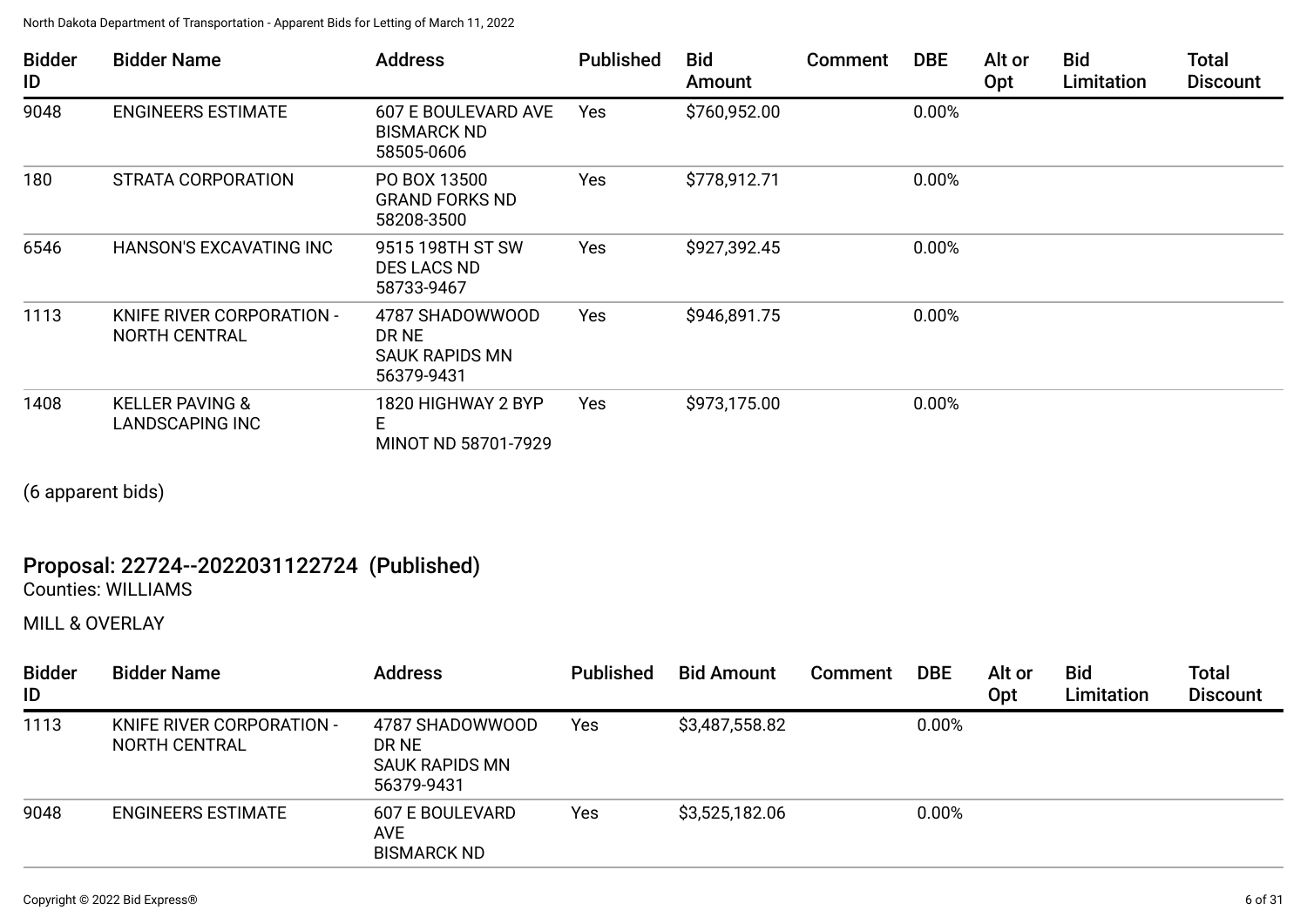| Bidder ID | Bidder Name | Address | Published | Bid Amount | Comment | DBE | Alt or Opt | Bid Limitation | Total Discount |
|---|---|---|---|---|---|---|---|---|---|
| 9048 | ENGINEERS ESTIMATE | 607 E BOULEVARD AVE BISMARCK ND 58505-0606 | Yes | $760,952.00 | | 0.00% | | | |
| 180 | STRATA CORPORATION | PO BOX 13500 GRAND FORKS ND 58208-3500 | Yes | $778,912.71 | | 0.00% | | | |
| 6546 | HANSON'S EXCAVATING INC | 9515 198TH ST SW DES LACS ND 58733-9467 | Yes | $927,392.45 | | 0.00% | | | |
| 1113 | KNIFE RIVER CORPORATION - NORTH CENTRAL | 4787 SHADOWWOOD DR NE SAUK RAPIDS MN 56379-9431 | Yes | $946,891.75 | | 0.00% | | | |
| 1408 | KELLER PAVING & LANDSCAPING INC | 1820 HIGHWAY 2 BYP E MINOT ND 58701-7929 | Yes | $973,175.00 | | 0.00% | | | |

(6 apparent bids)

## Proposal: 22724--2022031122724 (Published)

Counties: WILLIAMS

MILL & OVERLAY

| Bidder ID | Bidder Name | Address | Published | Bid Amount | Comment | DBE | Alt or Opt | Bid Limitation | Total Discount |
|---|---|---|---|---|---|---|---|---|---|
| 1113 | KNIFE RIVER CORPORATION - NORTH CENTRAL | 4787 SHADOWWOOD DR NE SAUK RAPIDS MN 56379-9431 | Yes | $3,487,558.82 | | 0.00% | | | |
| 9048 | ENGINEERS ESTIMATE | 607 E BOULEVARD AVE BISMARCK ND | Yes | $3,525,182.06 | | 0.00% | | | |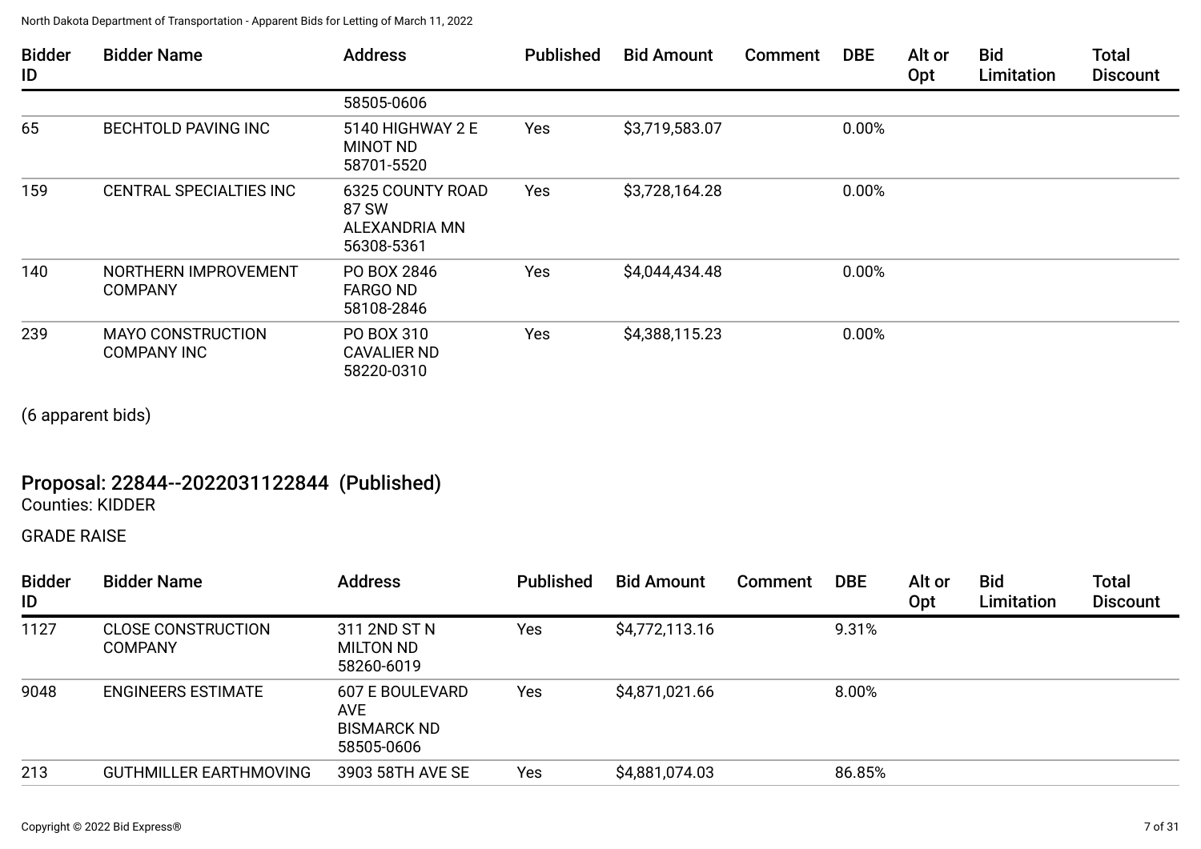| Bidder ID | Bidder Name | Address | Published | Bid Amount | Comment | DBE | Alt or Opt | Bid Limitation | Total Discount |
|---|---|---|---|---|---|---|---|---|---|
| | | 58505-0606 | | | | | | | |
| 65 | BECHTOLD PAVING INC | 5140 HIGHWAY 2 E MINOT ND 58701-5520 | Yes | $3,719,583.07 | | 0.00% | | | |
| 159 | CENTRAL SPECIALTIES INC | 6325 COUNTY ROAD 87 SW ALEXANDRIA MN 56308-5361 | Yes | $3,728,164.28 | | 0.00% | | | |
| 140 | NORTHERN IMPROVEMENT COMPANY | PO BOX 2846 FARGO ND 58108-2846 | Yes | $4,044,434.48 | | 0.00% | | | |
| 239 | MAYO CONSTRUCTION COMPANY INC | PO BOX 310 CAVALIER ND 58220-0310 | Yes | $4,388,115.23 | | 0.00% | | | |

(6 apparent bids)

## Proposal: 22844--2022031122844 (Published)

Counties: KIDDER

GRADE RAISE

| Bidder ID | Bidder Name | Address | Published | Bid Amount | Comment | DBE | Alt or Opt | Bid Limitation | Total Discount |
|---|---|---|---|---|---|---|---|---|---|
| 1127 | CLOSE CONSTRUCTION COMPANY | 311 2ND ST N MILTON ND 58260-6019 | Yes | $4,772,113.16 | | 9.31% | | | |
| 9048 | ENGINEERS ESTIMATE | 607 E BOULEVARD AVE BISMARCK ND 58505-0606 | Yes | $4,871,021.66 | | 8.00% | | | |
| 213 | GUTHMILLER EARTHMOVING | 3903 58TH AVE SE | Yes | $4,881,074.03 | | 86.85% | | | |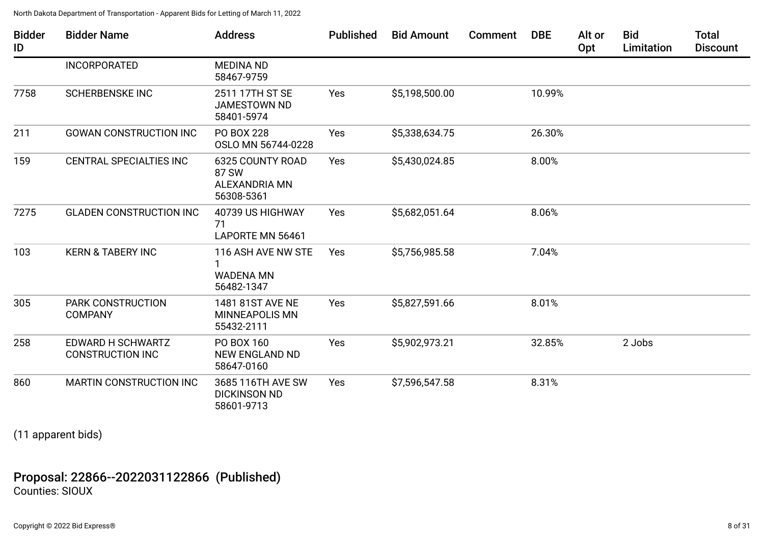| Bidder ID | Bidder Name | Address | Published | Bid Amount | Comment | DBE | Alt or Opt | Bid Limitation | Total Discount |
|---|---|---|---|---|---|---|---|---|---|
| | INCORPORATED | MEDINA ND 58467-9759 | | | | | | | |
| 7758 | SCHERBENSKE INC | 2511 17TH ST SE JAMESTOWN ND 58401-5974 | Yes | $5,198,500.00 | | 10.99% | | | |
| 211 | GOWAN CONSTRUCTION INC | PO BOX 228 OSLO MN 56744-0228 | Yes | $5,338,634.75 | | 26.30% | | | |
| 159 | CENTRAL SPECIALTIES INC | 6325 COUNTY ROAD 87 SW ALEXANDRIA MN 56308-5361 | Yes | $5,430,024.85 | | 8.00% | | | |
| 7275 | GLADEN CONSTRUCTION INC | 40739 US HIGHWAY 71 LAPORTE MN 56461 | Yes | $5,682,051.64 | | 8.06% | | | |
| 103 | KERN & TABERY INC | 116 ASH AVE NW STE 1 WADENA MN 56482-1347 | Yes | $5,756,985.58 | | 7.04% | | | |
| 305 | PARK CONSTRUCTION COMPANY | 1481 81ST AVE NE MINNEAPOLIS MN 55432-2111 | Yes | $5,827,591.66 | | 8.01% | | | |
| 258 | EDWARD H SCHWARTZ CONSTRUCTION INC | PO BOX 160 NEW ENGLAND ND 58647-0160 | Yes | $5,902,973.21 | | 32.85% | | 2 Jobs | |
| 860 | MARTIN CONSTRUCTION INC | 3685 116TH AVE SW DICKINSON ND 58601-9713 | Yes | $7,596,547.58 | | 8.31% | | | |

(11 apparent bids)

## Proposal: 22866--2022031122866 (Published)

Counties: SIOUX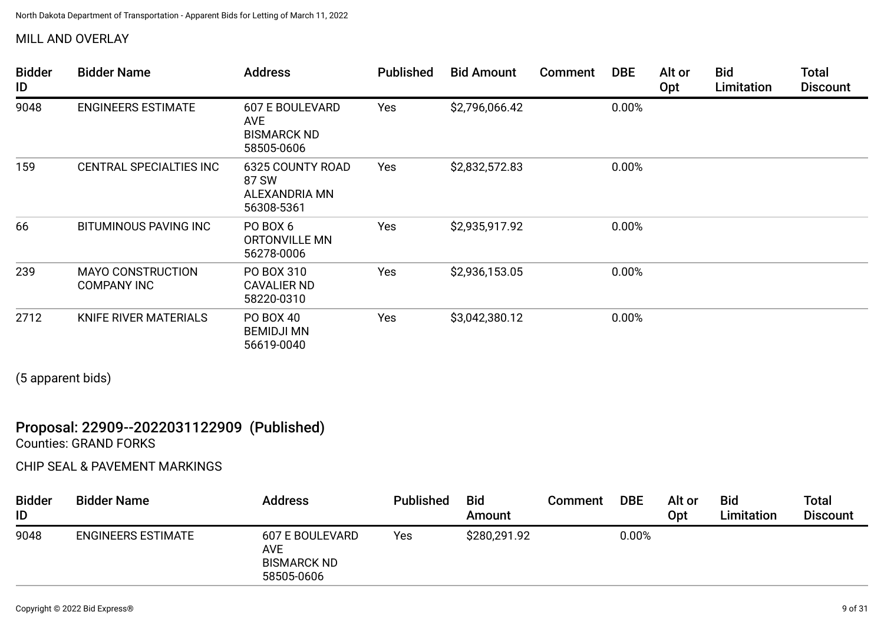MILL AND OVERLAY

| Bidder ID | Bidder Name | Address | Published | Bid Amount | Comment | DBE | Alt or Opt | Bid Limitation | Total Discount |
|---|---|---|---|---|---|---|---|---|---|
| 9048 | ENGINEERS ESTIMATE | 607 E BOULEVARD AVE BISMARCK ND 58505-0606 | Yes | $2,796,066.42 | | 0.00% | | | |
| 159 | CENTRAL SPECIALTIES INC | 6325 COUNTY ROAD 87 SW ALEXANDRIA MN 56308-5361 | Yes | $2,832,572.83 | | 0.00% | | | |
| 66 | BITUMINOUS PAVING INC | PO BOX 6 ORTONVILLE MN 56278-0006 | Yes | $2,935,917.92 | | 0.00% | | | |
| 239 | MAYO CONSTRUCTION COMPANY INC | PO BOX 310 CAVALIER ND 58220-0310 | Yes | $2,936,153.05 | | 0.00% | | | |
| 2712 | KNIFE RIVER MATERIALS | PO BOX 40 BEMIDJI MN 56619-0040 | Yes | $3,042,380.12 | | 0.00% | | | |

(5 apparent bids)

## Proposal: 22909--2022031122909 (Published)

Counties: GRAND FORKS

CHIP SEAL & PAVEMENT MARKINGS

| Bidder ID | Bidder Name | Address | Published | Bid Amount | Comment | DBE | Alt or Opt | Bid Limitation | Total Discount |
|---|---|---|---|---|---|---|---|---|---|
| 9048 | ENGINEERS ESTIMATE | 607 E BOULEVARD AVE BISMARCK ND 58505-0606 | Yes | $280,291.92 | | 0.00% | | | |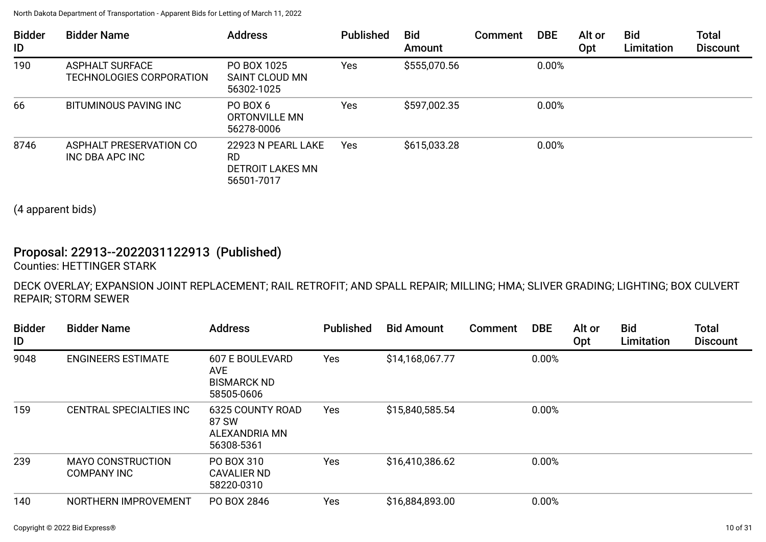| Bidder ID | Bidder Name | Address | Published | Bid Amount | Comment | DBE | Alt or Opt | Bid Limitation | Total Discount |
|---|---|---|---|---|---|---|---|---|---|
| 190 | ASPHALT SURFACE TECHNOLOGIES CORPORATION | PO BOX 1025 SAINT CLOUD MN 56302-1025 | Yes | $555,070.56 | | 0.00% | | | |
| 66 | BITUMINOUS PAVING INC | PO BOX 6 ORTONVILLE MN 56278-0006 | Yes | $597,002.35 | | 0.00% | | | |
| 8746 | ASPHALT PRESERVATION CO INC DBA APC INC | 22923 N PEARL LAKE RD DETROIT LAKES MN 56501-7017 | Yes | $615,033.28 | | 0.00% | | | |

(4 apparent bids)

## Proposal: 22913--2022031122913 (Published)

Counties: HETTINGER STARK

DECK OVERLAY; EXPANSION JOINT REPLACEMENT; RAIL RETROFIT; AND SPALL REPAIR; MILLING; HMA; SLIVER GRADING; LIGHTING; BOX CULVERT REPAIR; STORM SEWER

| Bidder ID | Bidder Name | Address | Published | Bid Amount | Comment | DBE | Alt or Opt | Bid Limitation | Total Discount |
|---|---|---|---|---|---|---|---|---|---|
| 9048 | ENGINEERS ESTIMATE | 607 E BOULEVARD AVE BISMARCK ND 58505-0606 | Yes | $14,168,067.77 | | 0.00% | | | |
| 159 | CENTRAL SPECIALTIES INC | 6325 COUNTY ROAD 87 SW ALEXANDRIA MN 56308-5361 | Yes | $15,840,585.54 | | 0.00% | | | |
| 239 | MAYO CONSTRUCTION COMPANY INC | PO BOX 310 CAVALIER ND 58220-0310 | Yes | $16,410,386.62 | | 0.00% | | | |
| 140 | NORTHERN IMPROVEMENT | PO BOX 2846 | Yes | $16,884,893.00 | | 0.00% | | | |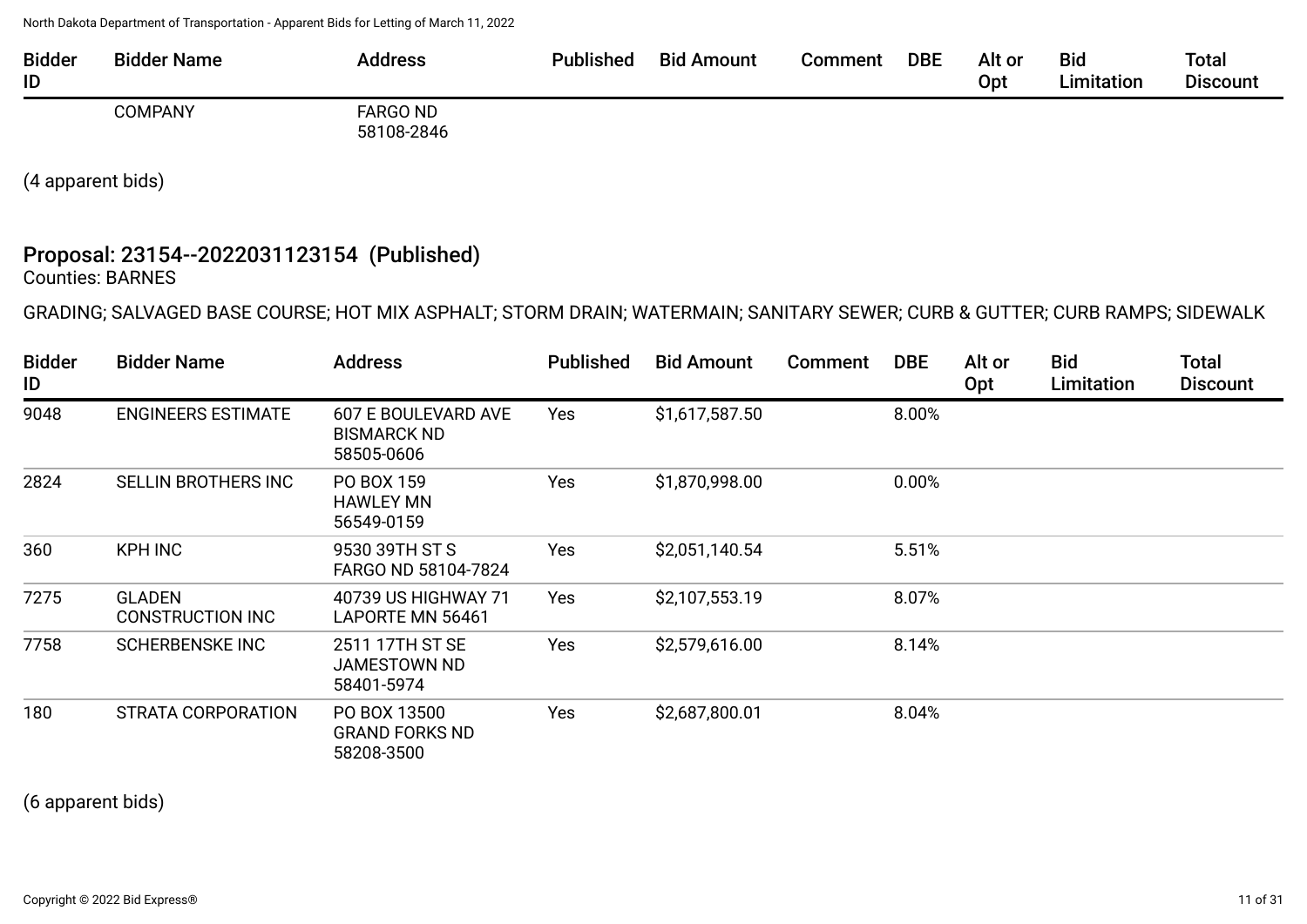| Bidder ID | Bidder Name | Address | Published | Bid Amount | Comment | DBE | Alt or Opt | Bid Limitation | Total Discount |
|---|---|---|---|---|---|---|---|---|---|
| | COMPANY | FARGO ND 58108-2846 | | | | | | | |

(4 apparent bids)

## Proposal: 23154--2022031123154 (Published)

Counties: BARNES

GRADING; SALVAGED BASE COURSE; HOT MIX ASPHALT; STORM DRAIN; WATERMAIN; SANITARY SEWER; CURB & GUTTER; CURB RAMPS; SIDEWALK

| Bidder ID | Bidder Name | Address | Published | Bid Amount | Comment | DBE | Alt or Opt | Bid Limitation | Total Discount |
|---|---|---|---|---|---|---|---|---|---|
| 9048 | ENGINEERS ESTIMATE | 607 E BOULEVARD AVE BISMARCK ND 58505-0606 | Yes | $1,617,587.50 | | 8.00% | | | |
| 2824 | SELLIN BROTHERS INC | PO BOX 159 HAWLEY MN 56549-0159 | Yes | $1,870,998.00 | | 0.00% | | | |
| 360 | KPH INC | 9530 39TH ST S FARGO ND 58104-7824 | Yes | $2,051,140.54 | | 5.51% | | | |
| 7275 | GLADEN CONSTRUCTION INC | 40739 US HIGHWAY 71 LAPORTE MN 56461 | Yes | $2,107,553.19 | | 8.07% | | | |
| 7758 | SCHERBENSKE INC | 2511 17TH ST SE JAMESTOWN ND 58401-5974 | Yes | $2,579,616.00 | | 8.14% | | | |
| 180 | STRATA CORPORATION | PO BOX 13500 GRAND FORKS ND 58208-3500 | Yes | $2,687,800.01 | | 8.04% | | | |

(6 apparent bids)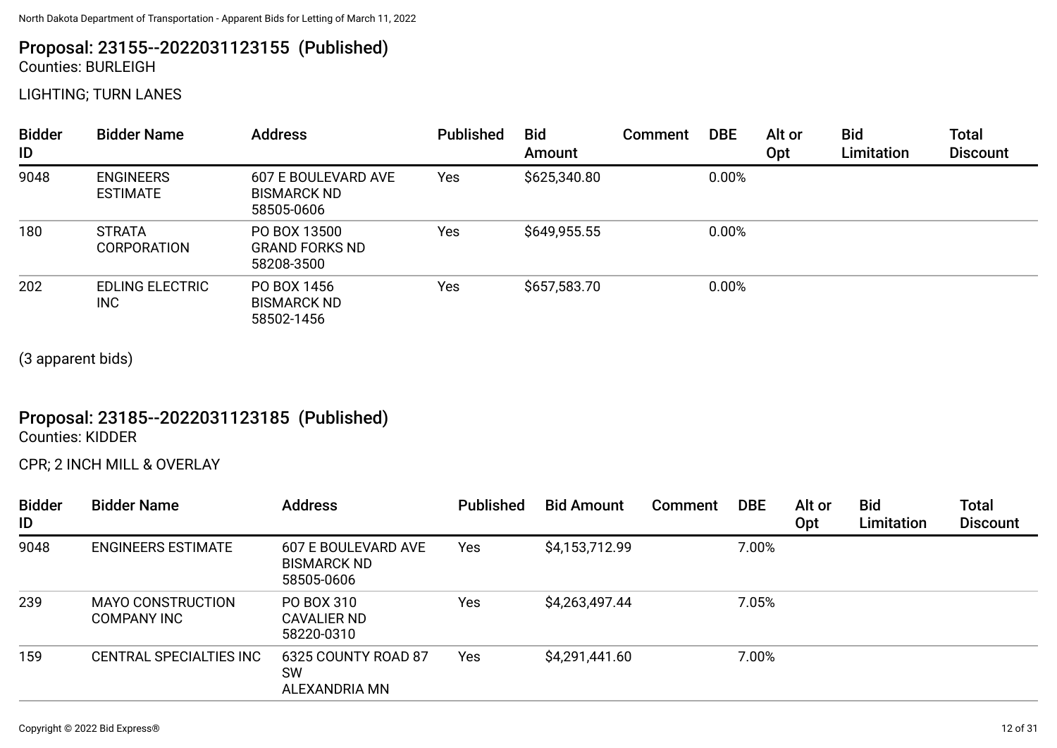## Proposal: 23155--2022031123155 (Published)

Counties: BURLEIGH

LIGHTING; TURN LANES

| Bidder ID | Bidder Name | Address | Published | Bid Amount | Comment | DBE | Alt or Opt | Bid Limitation | Total Discount |
|---|---|---|---|---|---|---|---|---|---|
| 9048 | ENGINEERS ESTIMATE | 607 E BOULEVARD AVE BISMARCK ND 58505-0606 | Yes | $625,340.80 | | 0.00% | | | |
| 180 | STRATA CORPORATION | PO BOX 13500 GRAND FORKS ND 58208-3500 | Yes | $649,955.55 | | 0.00% | | | |
| 202 | EDLING ELECTRIC INC | PO BOX 1456 BISMARCK ND 58502-1456 | Yes | $657,583.70 | | 0.00% | | | |

(3 apparent bids)

## Proposal: 23185--2022031123185 (Published)

Counties: KIDDER

CPR; 2 INCH MILL & OVERLAY

| Bidder ID | Bidder Name | Address | Published | Bid Amount | Comment | DBE | Alt or Opt | Bid Limitation | Total Discount |
|---|---|---|---|---|---|---|---|---|---|
| 9048 | ENGINEERS ESTIMATE | 607 E BOULEVARD AVE BISMARCK ND 58505-0606 | Yes | $4,153,712.99 | | 7.00% | | | |
| 239 | MAYO CONSTRUCTION COMPANY INC | PO BOX 310 CAVALIER ND 58220-0310 | Yes | $4,263,497.44 | | 7.05% | | | |
| 159 | CENTRAL SPECIALTIES INC | 6325 COUNTY ROAD 87 SW ALEXANDRIA MN | Yes | $4,291,441.60 | | 7.00% | | | |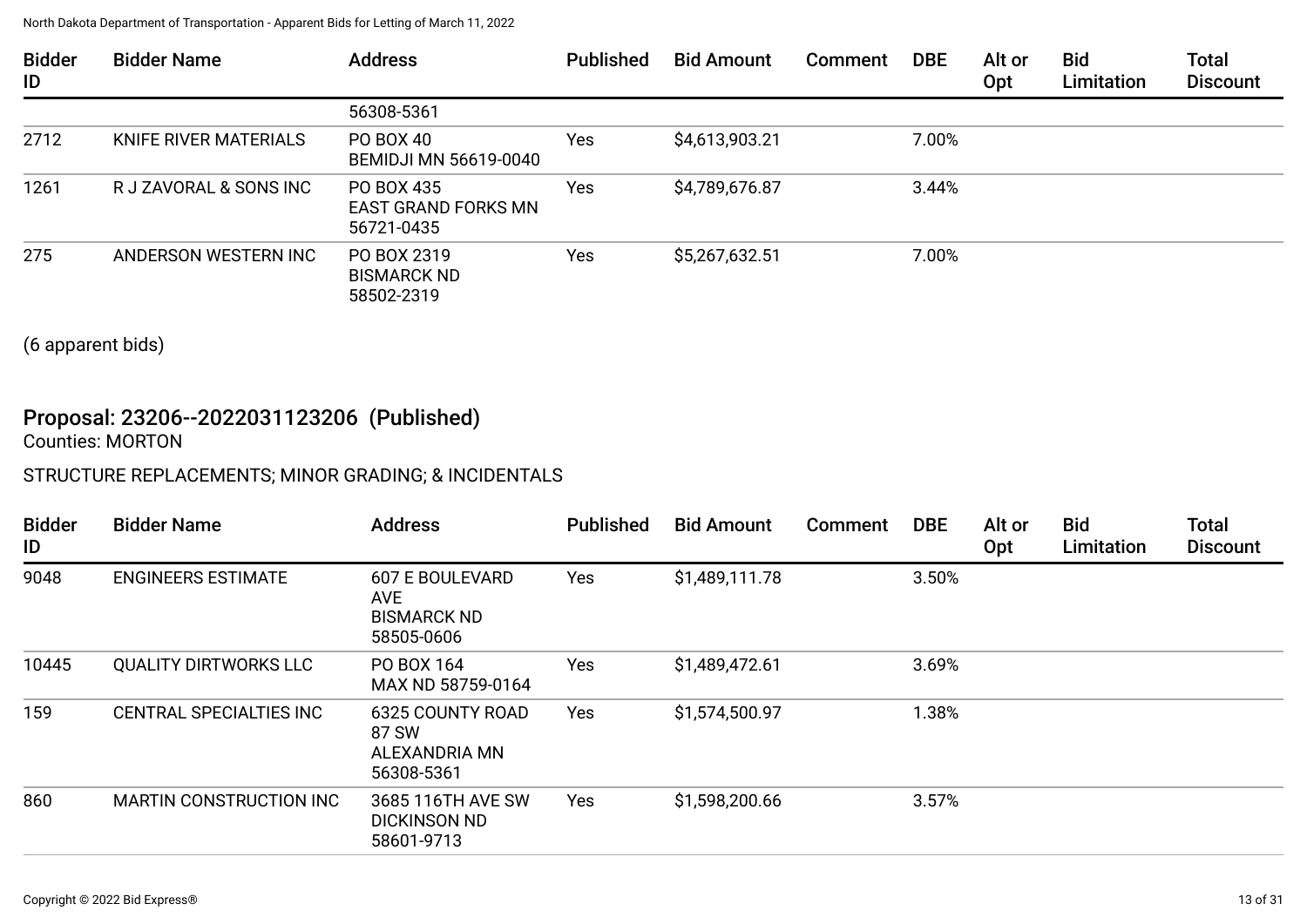| Bidder ID | Bidder Name | Address | Published | Bid Amount | Comment | DBE | Alt or Opt | Bid Limitation | Total Discount |
|---|---|---|---|---|---|---|---|---|---|
| | | 56308-5361 | | | | | | | |
| 2712 | KNIFE RIVER MATERIALS | PO BOX 40 BEMIDJI MN 56619-0040 | Yes | $4,613,903.21 | | 7.00% | | | |
| 1261 | R J ZAVORAL & SONS INC | PO BOX 435 EAST GRAND FORKS MN 56721-0435 | Yes | $4,789,676.87 | | 3.44% | | | |
| 275 | ANDERSON WESTERN INC | PO BOX 2319 BISMARCK ND 58502-2319 | Yes | $5,267,632.51 | | 7.00% | | | |

(6 apparent bids)

## Proposal: 23206--2022031123206 (Published)

Counties: MORTON

STRUCTURE REPLACEMENTS; MINOR GRADING; & INCIDENTALS

| Bidder ID | Bidder Name | Address | Published | Bid Amount | Comment | DBE | Alt or Opt | Bid Limitation | Total Discount |
|---|---|---|---|---|---|---|---|---|---|
| 9048 | ENGINEERS ESTIMATE | 607 E BOULEVARD AVE BISMARCK ND 58505-0606 | Yes | $1,489,111.78 | | 3.50% | | | |
| 10445 | QUALITY DIRTWORKS LLC | PO BOX 164 MAX ND 58759-0164 | Yes | $1,489,472.61 | | 3.69% | | | |
| 159 | CENTRAL SPECIALTIES INC | 6325 COUNTY ROAD 87 SW ALEXANDRIA MN 56308-5361 | Yes | $1,574,500.97 | | 1.38% | | | |
| 860 | MARTIN CONSTRUCTION INC | 3685 116TH AVE SW DICKINSON ND 58601-9713 | Yes | $1,598,200.66 | | 3.57% | | | |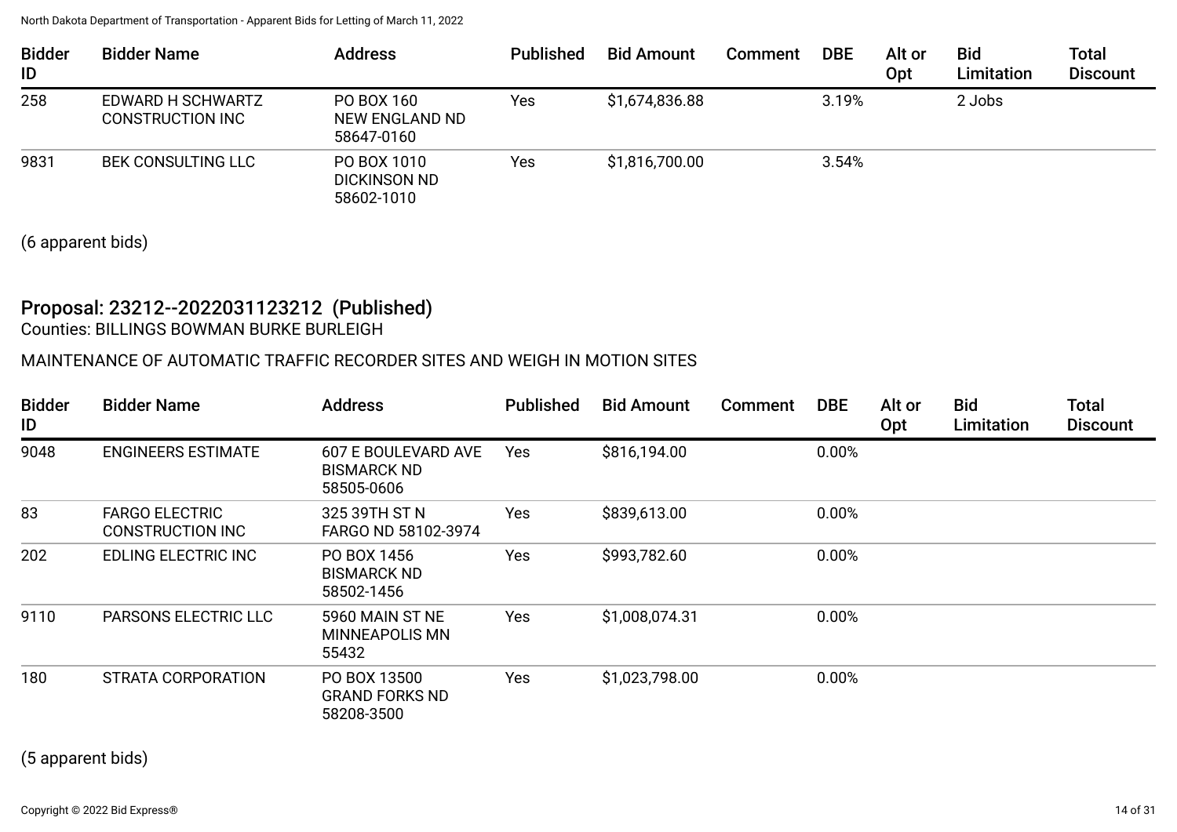| Bidder ID | Bidder Name | Address | Published | Bid Amount | Comment | DBE | Alt or Opt | Bid Limitation | Total Discount |
|---|---|---|---|---|---|---|---|---|---|
| 258 | EDWARD H SCHWARTZ CONSTRUCTION INC | PO BOX 160 NEW ENGLAND ND 58647-0160 | Yes | $1,674,836.88 | | 3.19% | | 2 Jobs | |
| 9831 | BEK CONSULTING LLC | PO BOX 1010 DICKINSON ND 58602-1010 | Yes | $1,816,700.00 | | 3.54% | | | |

(6 apparent bids)

## Proposal: 23212--2022031123212 (Published)

Counties: BILLINGS BOWMAN BURKE BURLEIGH

MAINTENANCE OF AUTOMATIC TRAFFIC RECORDER SITES AND WEIGH IN MOTION SITES

| Bidder ID | Bidder Name | Address | Published | Bid Amount | Comment | DBE | Alt or Opt | Bid Limitation | Total Discount |
|---|---|---|---|---|---|---|---|---|---|
| 9048 | ENGINEERS ESTIMATE | 607 E BOULEVARD AVE BISMARCK ND 58505-0606 | Yes | $816,194.00 | | 0.00% | | | |
| 83 | FARGO ELECTRIC CONSTRUCTION INC | 325 39TH ST N FARGO ND 58102-3974 | Yes | $839,613.00 | | 0.00% | | | |
| 202 | EDLING ELECTRIC INC | PO BOX 1456 BISMARCK ND 58502-1456 | Yes | $993,782.60 | | 0.00% | | | |
| 9110 | PARSONS ELECTRIC LLC | 5960 MAIN ST NE MINNEAPOLIS MN 55432 | Yes | $1,008,074.31 | | 0.00% | | | |
| 180 | STRATA CORPORATION | PO BOX 13500 GRAND FORKS ND 58208-3500 | Yes | $1,023,798.00 | | 0.00% | | | |

(5 apparent bids)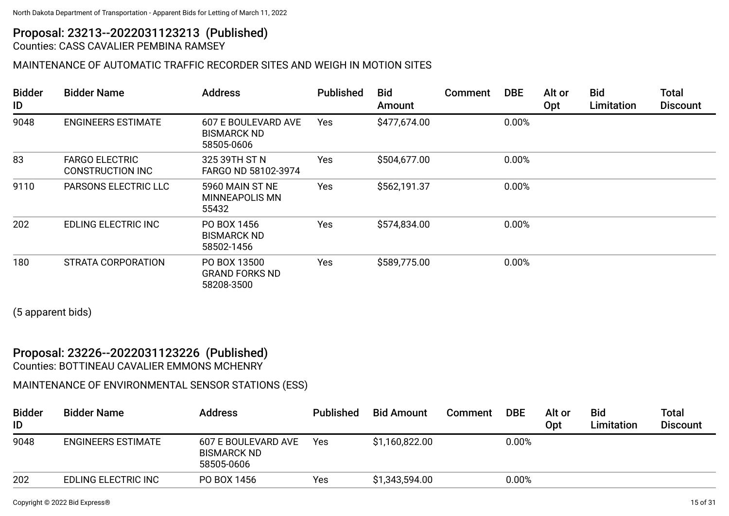## Proposal: 23213--2022031123213 (Published)

Counties: CASS CAVALIER PEMBINA RAMSEY

MAINTENANCE OF AUTOMATIC TRAFFIC RECORDER SITES AND WEIGH IN MOTION SITES

| Bidder ID | Bidder Name | Address | Published | Bid Amount | Comment | DBE | Alt or Opt | Bid Limitation | Total Discount |
|---|---|---|---|---|---|---|---|---|---|
| 9048 | ENGINEERS ESTIMATE | 607 E BOULEVARD AVE BISMARCK ND 58505-0606 | Yes | $477,674.00 | | 0.00% | | | |
| 83 | FARGO ELECTRIC CONSTRUCTION INC | 325 39TH ST N FARGO ND 58102-3974 | Yes | $504,677.00 | | 0.00% | | | |
| 9110 | PARSONS ELECTRIC LLC | 5960 MAIN ST NE MINNEAPOLIS MN 55432 | Yes | $562,191.37 | | 0.00% | | | |
| 202 | EDLING ELECTRIC INC | PO BOX 1456 BISMARCK ND 58502-1456 | Yes | $574,834.00 | | 0.00% | | | |
| 180 | STRATA CORPORATION | PO BOX 13500 GRAND FORKS ND 58208-3500 | Yes | $589,775.00 | | 0.00% | | | |

(5 apparent bids)

## Proposal: 23226--2022031123226 (Published)

Counties: BOTTINEAU CAVALIER EMMONS MCHENRY

MAINTENANCE OF ENVIRONMENTAL SENSOR STATIONS (ESS)

| Bidder ID | Bidder Name | Address | Published | Bid Amount | Comment | DBE | Alt or Opt | Bid Limitation | Total Discount |
|---|---|---|---|---|---|---|---|---|---|
| 9048 | ENGINEERS ESTIMATE | 607 E BOULEVARD AVE BISMARCK ND 58505-0606 | Yes | $1,160,822.00 | | 0.00% | | | |
| 202 | EDLING ELECTRIC INC | PO BOX 1456 | Yes | $1,343,594.00 | | 0.00% | | | |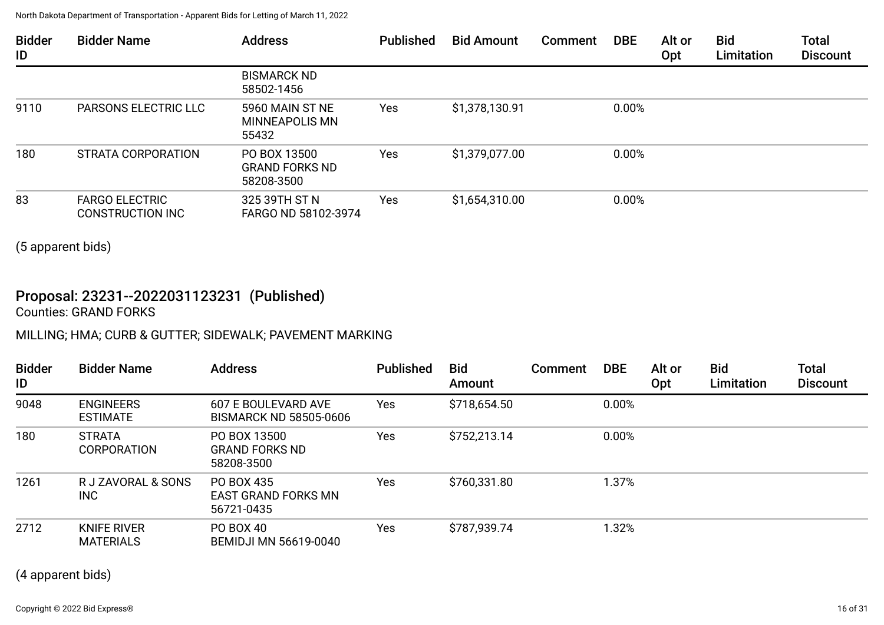| Bidder ID | Bidder Name | Address | Published | Bid Amount | Comment | DBE | Alt or Opt | Bid Limitation | Total Discount |
|---|---|---|---|---|---|---|---|---|---|
| | | BISMARCK ND 58502-1456 | | | | | | | |
| 9110 | PARSONS ELECTRIC LLC | 5960 MAIN ST NE MINNEAPOLIS MN 55432 | Yes | $1,378,130.91 | | 0.00% | | | |
| 180 | STRATA CORPORATION | PO BOX 13500 GRAND FORKS ND 58208-3500 | Yes | $1,379,077.00 | | 0.00% | | | |
| 83 | FARGO ELECTRIC CONSTRUCTION INC | 325 39TH ST N FARGO ND 58102-3974 | Yes | $1,654,310.00 | | 0.00% | | | |

(5 apparent bids)

## Proposal: 23231--2022031123231 (Published)

Counties: GRAND FORKS

MILLING; HMA; CURB & GUTTER; SIDEWALK; PAVEMENT MARKING

| Bidder ID | Bidder Name | Address | Published | Bid Amount | Comment | DBE | Alt or Opt | Bid Limitation | Total Discount |
|---|---|---|---|---|---|---|---|---|---|
| 9048 | ENGINEERS ESTIMATE | 607 E BOULEVARD AVE BISMARCK ND 58505-0606 | Yes | $718,654.50 | | 0.00% | | | |
| 180 | STRATA CORPORATION | PO BOX 13500 GRAND FORKS ND 58208-3500 | Yes | $752,213.14 | | 0.00% | | | |
| 1261 | R J ZAVORAL & SONS INC | PO BOX 435 EAST GRAND FORKS MN 56721-0435 | Yes | $760,331.80 | | 1.37% | | | |
| 2712 | KNIFE RIVER MATERIALS | PO BOX 40 BEMIDJI MN 56619-0040 | Yes | $787,939.74 | | 1.32% | | | |

(4 apparent bids)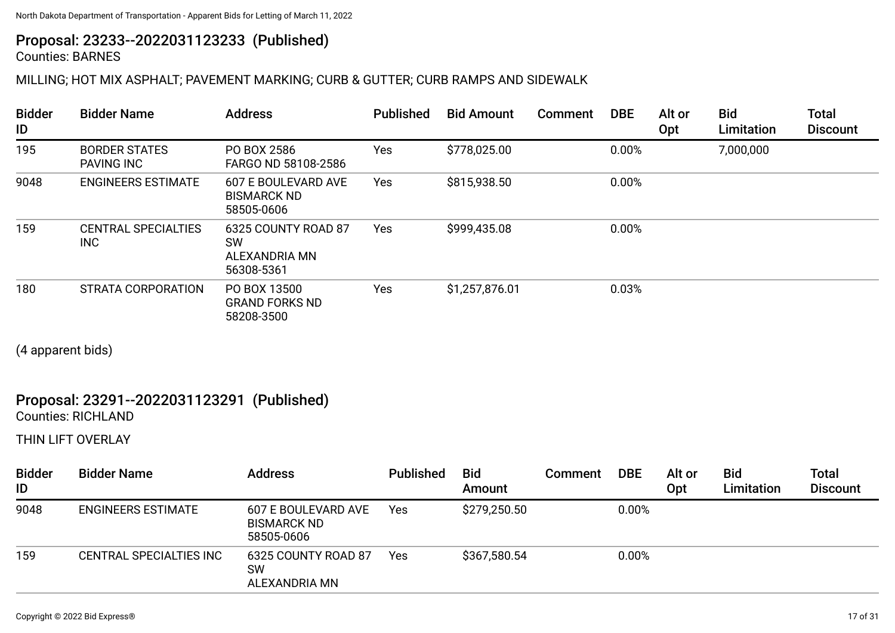## Proposal: 23233--2022031123233 (Published)

Counties: BARNES

MILLING; HOT MIX ASPHALT; PAVEMENT MARKING; CURB & GUTTER; CURB RAMPS AND SIDEWALK

| Bidder ID | Bidder Name | Address | Published | Bid Amount | Comment | DBE | Alt or Opt | Bid Limitation | Total Discount |
|---|---|---|---|---|---|---|---|---|---|
| 195 | BORDER STATES PAVING INC | PO BOX 2586 FARGO ND 58108-2586 | Yes | $778,025.00 | | 0.00% | | 7,000,000 | |
| 9048 | ENGINEERS ESTIMATE | 607 E BOULEVARD AVE BISMARCK ND 58505-0606 | Yes | $815,938.50 | | 0.00% | | | |
| 159 | CENTRAL SPECIALTIES INC | 6325 COUNTY ROAD 87 SW ALEXANDRIA MN 56308-5361 | Yes | $999,435.08 | | 0.00% | | | |
| 180 | STRATA CORPORATION | PO BOX 13500 GRAND FORKS ND 58208-3500 | Yes | $1,257,876.01 | | 0.03% | | | |

(4 apparent bids)

## Proposal: 23291--2022031123291 (Published)

Counties: RICHLAND

THIN LIFT OVERLAY

| Bidder ID | Bidder Name | Address | Published | Bid Amount | Comment | DBE | Alt or Opt | Bid Limitation | Total Discount |
|---|---|---|---|---|---|---|---|---|---|
| 9048 | ENGINEERS ESTIMATE | 607 E BOULEVARD AVE BISMARCK ND 58505-0606 | Yes | $279,250.50 | | 0.00% | | | |
| 159 | CENTRAL SPECIALTIES INC | 6325 COUNTY ROAD 87 SW ALEXANDRIA MN | Yes | $367,580.54 | | 0.00% | | | |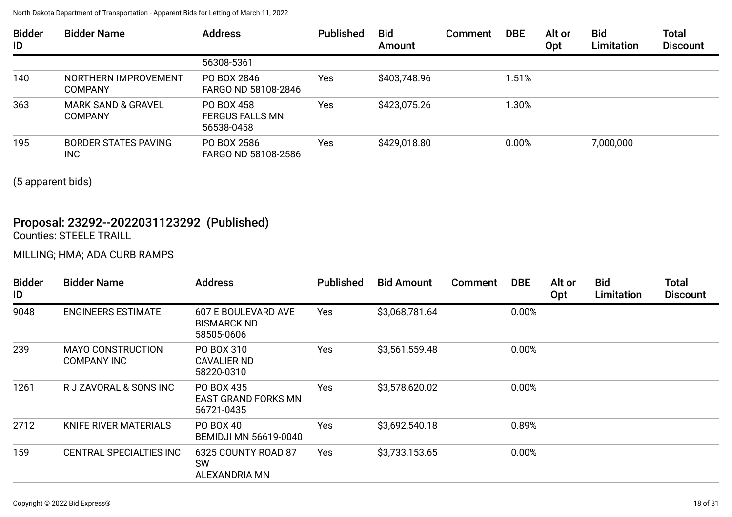| Bidder ID | Bidder Name | Address | Published | Bid Amount | Comment | DBE | Alt or Opt | Bid Limitation | Total Discount |
|---|---|---|---|---|---|---|---|---|---|
| | | 56308-5361 | | | | | | | |
| 140 | NORTHERN IMPROVEMENT COMPANY | PO BOX 2846 FARGO ND 58108-2846 | Yes | $403,748.96 | | 1.51% | | | |
| 363 | MARK SAND & GRAVEL COMPANY | PO BOX 458 FERGUS FALLS MN 56538-0458 | Yes | $423,075.26 | | 1.30% | | | |
| 195 | BORDER STATES PAVING INC | PO BOX 2586 FARGO ND 58108-2586 | Yes | $429,018.80 | | 0.00% | | 7,000,000 | |

(5 apparent bids)

## Proposal: 23292--2022031123292 (Published)

Counties: STEELE TRAILL

MILLING; HMA; ADA CURB RAMPS

| Bidder ID | Bidder Name | Address | Published | Bid Amount | Comment | DBE | Alt or Opt | Bid Limitation | Total Discount |
|---|---|---|---|---|---|---|---|---|---|
| 9048 | ENGINEERS ESTIMATE | 607 E BOULEVARD AVE BISMARCK ND 58505-0606 | Yes | $3,068,781.64 | | 0.00% | | | |
| 239 | MAYO CONSTRUCTION COMPANY INC | PO BOX 310 CAVALIER ND 58220-0310 | Yes | $3,561,559.48 | | 0.00% | | | |
| 1261 | R J ZAVORAL & SONS INC | PO BOX 435 EAST GRAND FORKS MN 56721-0435 | Yes | $3,578,620.02 | | 0.00% | | | |
| 2712 | KNIFE RIVER MATERIALS | PO BOX 40 BEMIDJI MN 56619-0040 | Yes | $3,692,540.18 | | 0.89% | | | |
| 159 | CENTRAL SPECIALTIES INC | 6325 COUNTY ROAD 87 SW ALEXANDRIA MN | Yes | $3,733,153.65 | | 0.00% | | | |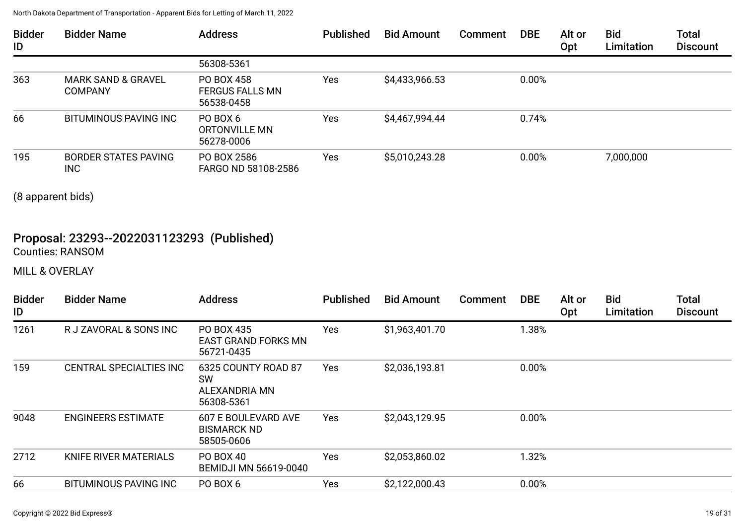| Bidder ID | Bidder Name | Address | Published | Bid Amount | Comment | DBE | Alt or Opt | Bid Limitation | Total Discount |
|---|---|---|---|---|---|---|---|---|---|
| | | 56308-5361 | | | | | | | |
| 363 | MARK SAND & GRAVEL COMPANY | PO BOX 458 FERGUS FALLS MN 56538-0458 | Yes | $4,433,966.53 | | 0.00% | | | |
| 66 | BITUMINOUS PAVING INC | PO BOX 6 ORTONVILLE MN 56278-0006 | Yes | $4,467,994.44 | | 0.74% | | | |
| 195 | BORDER STATES PAVING INC | PO BOX 2586 FARGO ND 58108-2586 | Yes | $5,010,243.28 | | 0.00% | | 7,000,000 | |

(8 apparent bids)

## Proposal: 23293--2022031123293 (Published)

Counties: RANSOM

MILL & OVERLAY

| Bidder ID | Bidder Name | Address | Published | Bid Amount | Comment | DBE | Alt or Opt | Bid Limitation | Total Discount |
|---|---|---|---|---|---|---|---|---|---|
| 1261 | R J ZAVORAL & SONS INC | PO BOX 435 EAST GRAND FORKS MN 56721-0435 | Yes | $1,963,401.70 | | 1.38% | | | |
| 159 | CENTRAL SPECIALTIES INC | 6325 COUNTY ROAD 87 SW ALEXANDRIA MN 56308-5361 | Yes | $2,036,193.81 | | 0.00% | | | |
| 9048 | ENGINEERS ESTIMATE | 607 E BOULEVARD AVE BISMARCK ND 58505-0606 | Yes | $2,043,129.95 | | 0.00% | | | |
| 2712 | KNIFE RIVER MATERIALS | PO BOX 40 BEMIDJI MN 56619-0040 | Yes | $2,053,860.02 | | 1.32% | | | |
| 66 | BITUMINOUS PAVING INC | PO BOX 6 | Yes | $2,122,000.43 | | 0.00% | | | |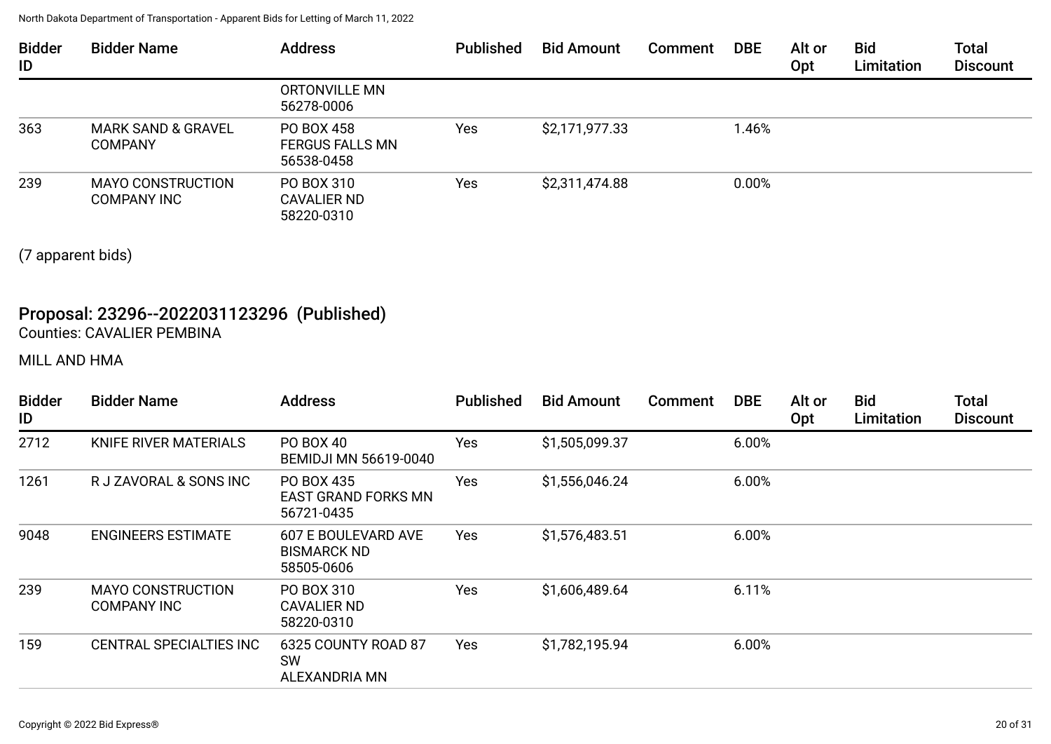| Bidder ID | Bidder Name | Address | Published | Bid Amount | Comment | DBE | Alt or Opt | Bid Limitation | Total Discount |
|---|---|---|---|---|---|---|---|---|---|
| | | ORTONVILLE MN 56278-0006 | | | | | | | |
| 363 | MARK SAND & GRAVEL COMPANY | PO BOX 458 FERGUS FALLS MN 56538-0458 | Yes | $2,171,977.33 | | 1.46% | | | |
| 239 | MAYO CONSTRUCTION COMPANY INC | PO BOX 310 CAVALIER ND 58220-0310 | Yes | $2,311,474.88 | | 0.00% | | | |

(7 apparent bids)

## Proposal: 23296--2022031123296 (Published)

Counties: CAVALIER PEMBINA

MILL AND HMA

| Bidder ID | Bidder Name | Address | Published | Bid Amount | Comment | DBE | Alt or Opt | Bid Limitation | Total Discount |
|---|---|---|---|---|---|---|---|---|---|
| 2712 | KNIFE RIVER MATERIALS | PO BOX 40 BEMIDJI MN 56619-0040 | Yes | $1,505,099.37 | | 6.00% | | | |
| 1261 | R J ZAVORAL & SONS INC | PO BOX 435 EAST GRAND FORKS MN 56721-0435 | Yes | $1,556,046.24 | | 6.00% | | | |
| 9048 | ENGINEERS ESTIMATE | 607 E BOULEVARD AVE BISMARCK ND 58505-0606 | Yes | $1,576,483.51 | | 6.00% | | | |
| 239 | MAYO CONSTRUCTION COMPANY INC | PO BOX 310 CAVALIER ND 58220-0310 | Yes | $1,606,489.64 | | 6.11% | | | |
| 159 | CENTRAL SPECIALTIES INC | 6325 COUNTY ROAD 87 SW ALEXANDRIA MN | Yes | $1,782,195.94 | | 6.00% | | | |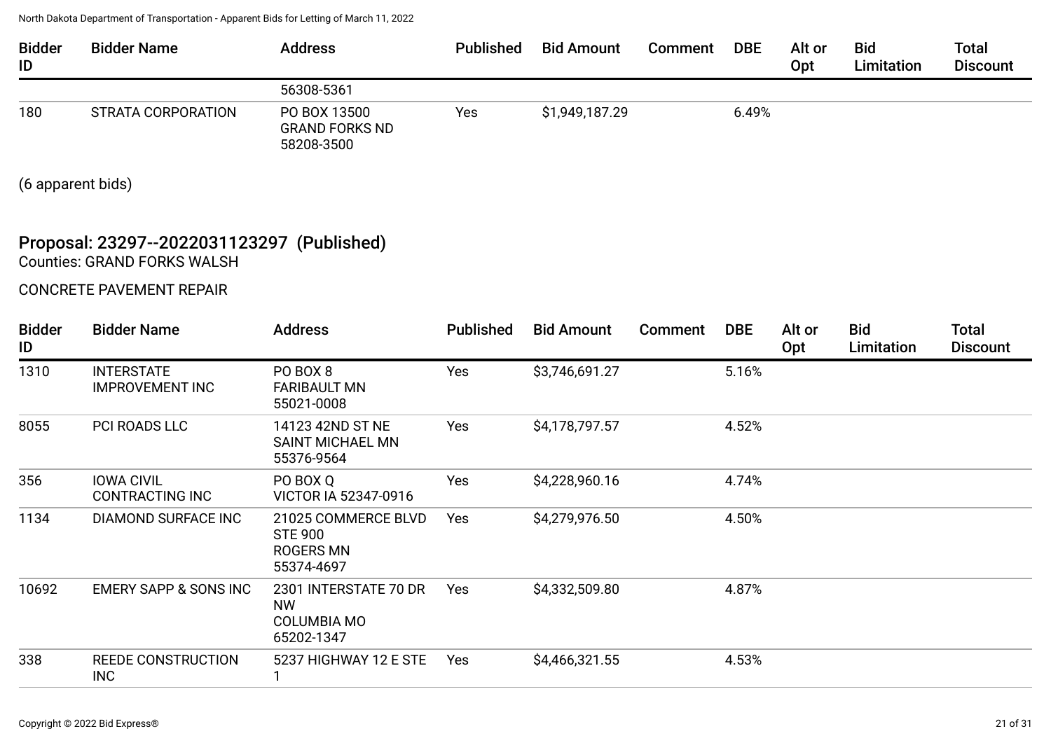| Bidder ID | Bidder Name | Address | Published | Bid Amount | Comment | DBE | Alt or Opt | Bid Limitation | Total Discount |
|---|---|---|---|---|---|---|---|---|---|
| | | 56308-5361 | | | | | | | |
| 180 | STRATA CORPORATION | PO BOX 13500 GRAND FORKS ND 58208-3500 | Yes | $1,949,187.29 | | 6.49% | | | |

(6 apparent bids)

## Proposal: 23297--2022031123297 (Published)

Counties: GRAND FORKS WALSH

CONCRETE PAVEMENT REPAIR

| Bidder ID | Bidder Name | Address | Published | Bid Amount | Comment | DBE | Alt or Opt | Bid Limitation | Total Discount |
|---|---|---|---|---|---|---|---|---|---|
| 1310 | INTERSTATE IMPROVEMENT INC | PO BOX 8 FARIBAULT MN 55021-0008 | Yes | $3,746,691.27 | | 5.16% | | | |
| 8055 | PCI ROADS LLC | 14123 42ND ST NE SAINT MICHAEL MN 55376-9564 | Yes | $4,178,797.57 | | 4.52% | | | |
| 356 | IOWA CIVIL CONTRACTING INC | PO BOX Q VICTOR IA 52347-0916 | Yes | $4,228,960.16 | | 4.74% | | | |
| 1134 | DIAMOND SURFACE INC | 21025 COMMERCE BLVD STE 900 ROGERS MN 55374-4697 | Yes | $4,279,976.50 | | 4.50% | | | |
| 10692 | EMERY SAPP & SONS INC | 2301 INTERSTATE 70 DR NW COLUMBIA MO 65202-1347 | Yes | $4,332,509.80 | | 4.87% | | | |
| 338 | REEDE CONSTRUCTION INC | 5237 HIGHWAY 12 E STE 1 | Yes | $4,466,321.55 | | 4.53% | | | |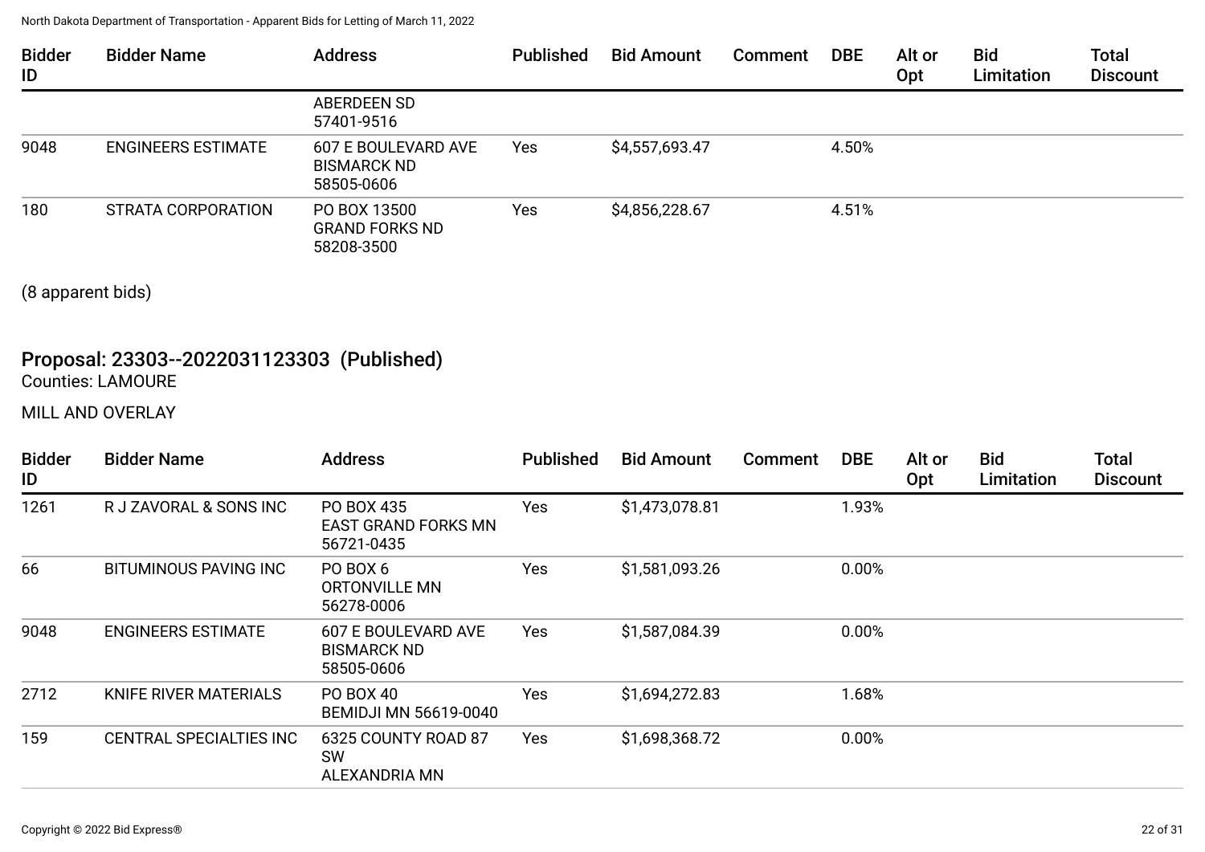| Bidder ID | Bidder Name | Address | Published | Bid Amount | Comment | DBE | Alt or Opt | Bid Limitation | Total Discount |
|---|---|---|---|---|---|---|---|---|---|
| | | ABERDEEN SD 57401-9516 | | | | | | | |
| 9048 | ENGINEERS ESTIMATE | 607 E BOULEVARD AVE BISMARCK ND 58505-0606 | Yes | $4,557,693.47 | | 4.50% | | | |
| 180 | STRATA CORPORATION | PO BOX 13500 GRAND FORKS ND 58208-3500 | Yes | $4,856,228.67 | | 4.51% | | | |

(8 apparent bids)

## Proposal: 23303--2022031123303 (Published)

Counties: LAMOURE

MILL AND OVERLAY

| Bidder ID | Bidder Name | Address | Published | Bid Amount | Comment | DBE | Alt or Opt | Bid Limitation | Total Discount |
|---|---|---|---|---|---|---|---|---|---|
| 1261 | R J ZAVORAL & SONS INC | PO BOX 435 EAST GRAND FORKS MN 56721-0435 | Yes | $1,473,078.81 | | 1.93% | | | |
| 66 | BITUMINOUS PAVING INC | PO BOX 6 ORTONVILLE MN 56278-0006 | Yes | $1,581,093.26 | | 0.00% | | | |
| 9048 | ENGINEERS ESTIMATE | 607 E BOULEVARD AVE BISMARCK ND 58505-0606 | Yes | $1,587,084.39 | | 0.00% | | | |
| 2712 | KNIFE RIVER MATERIALS | PO BOX 40 BEMIDJI MN 56619-0040 | Yes | $1,694,272.83 | | 1.68% | | | |
| 159 | CENTRAL SPECIALTIES INC | 6325 COUNTY ROAD 87 SW ALEXANDRIA MN | Yes | $1,698,368.72 | | 0.00% | | | |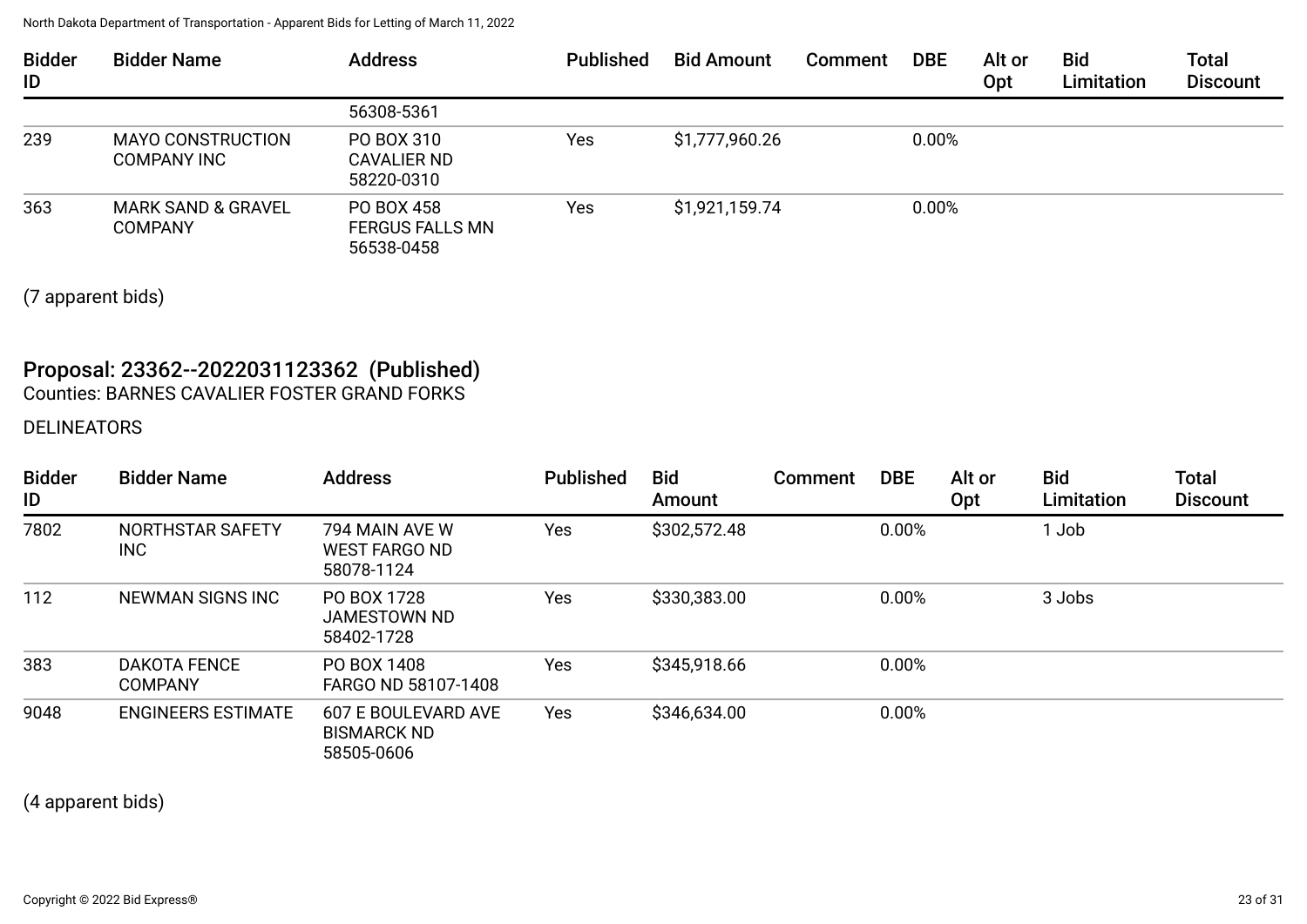| Bidder ID | Bidder Name | Address | Published | Bid Amount | Comment | DBE | Alt or Opt | Bid Limitation | Total Discount |
|---|---|---|---|---|---|---|---|---|---|
| | | 56308-5361 | | | | | | | |
| 239 | MAYO CONSTRUCTION COMPANY INC | PO BOX 310 CAVALIER ND 58220-0310 | Yes | $1,777,960.26 | | 0.00% | | | |
| 363 | MARK SAND & GRAVEL COMPANY | PO BOX 458 FERGUS FALLS MN 56538-0458 | Yes | $1,921,159.74 | | 0.00% | | | |

(7 apparent bids)

## Proposal: 23362--2022031123362 (Published)

Counties: BARNES CAVALIER FOSTER GRAND FORKS

DELINEATORS

| Bidder ID | Bidder Name | Address | Published | Bid Amount | Comment | DBE | Alt or Opt | Bid Limitation | Total Discount |
|---|---|---|---|---|---|---|---|---|---|
| 7802 | NORTHSTAR SAFETY INC | 794 MAIN AVE W WEST FARGO ND 58078-1124 | Yes | $302,572.48 | | 0.00% | | 1 Job | |
| 112 | NEWMAN SIGNS INC | PO BOX 1728 JAMESTOWN ND 58402-1728 | Yes | $330,383.00 | | 0.00% | | 3 Jobs | |
| 383 | DAKOTA FENCE COMPANY | PO BOX 1408 FARGO ND 58107-1408 | Yes | $345,918.66 | | 0.00% | | | |
| 9048 | ENGINEERS ESTIMATE | 607 E BOULEVARD AVE BISMARCK ND 58505-0606 | Yes | $346,634.00 | | 0.00% | | | |

(4 apparent bids)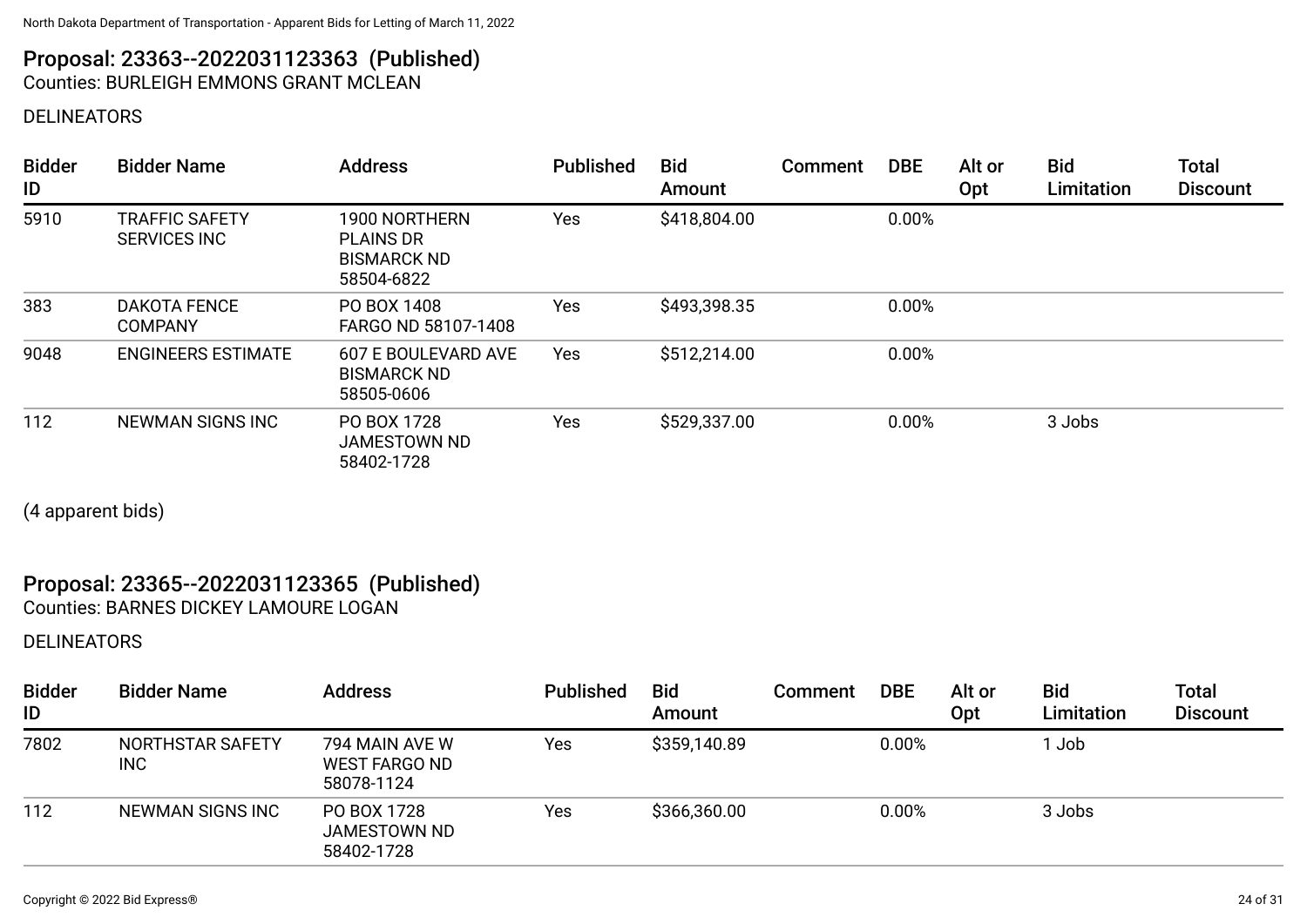## Proposal: 23363--2022031123363 (Published)

Counties: BURLEIGH EMMONS GRANT MCLEAN

DELINEATORS

| Bidder ID | Bidder Name | Address | Published | Bid Amount | Comment | DBE | Alt or Opt | Bid Limitation | Total Discount |
|---|---|---|---|---|---|---|---|---|---|
| 5910 | TRAFFIC SAFETY SERVICES INC | 1900 NORTHERN PLAINS DR BISMARCK ND 58504-6822 | Yes | $418,804.00 | | 0.00% | | | |
| 383 | DAKOTA FENCE COMPANY | PO BOX 1408 FARGO ND 58107-1408 | Yes | $493,398.35 | | 0.00% | | | |
| 9048 | ENGINEERS ESTIMATE | 607 E BOULEVARD AVE BISMARCK ND 58505-0606 | Yes | $512,214.00 | | 0.00% | | | |
| 112 | NEWMAN SIGNS INC | PO BOX 1728 JAMESTOWN ND 58402-1728 | Yes | $529,337.00 | | 0.00% | | 3 Jobs | |

(4 apparent bids)

## Proposal: 23365--2022031123365 (Published)

Counties: BARNES DICKEY LAMOURE LOGAN

DELINEATORS

| Bidder ID | Bidder Name | Address | Published | Bid Amount | Comment | DBE | Alt or Opt | Bid Limitation | Total Discount |
|---|---|---|---|---|---|---|---|---|---|
| 7802 | NORTHSTAR SAFETY INC | 794 MAIN AVE W WEST FARGO ND 58078-1124 | Yes | $359,140.89 | | 0.00% | | 1 Job | |
| 112 | NEWMAN SIGNS INC | PO BOX 1728 JAMESTOWN ND 58402-1728 | Yes | $366,360.00 | | 0.00% | | 3 Jobs | |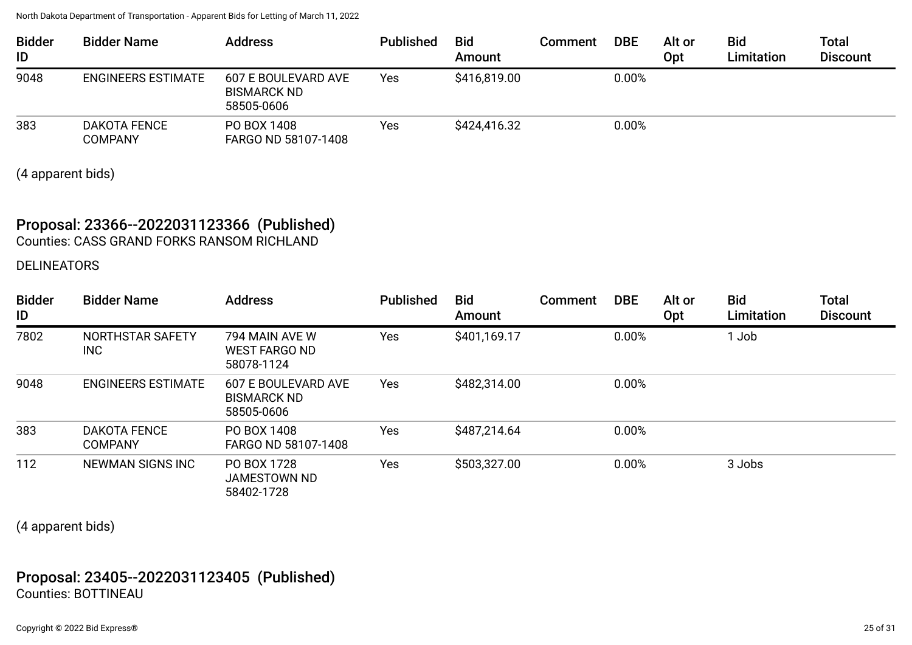| Bidder ID | Bidder Name | Address | Published | Bid Amount | Comment | DBE | Alt or Opt | Bid Limitation | Total Discount |
|---|---|---|---|---|---|---|---|---|---|
| 9048 | ENGINEERS ESTIMATE | 607 E BOULEVARD AVE BISMARCK ND 58505-0606 | Yes | $416,819.00 | | 0.00% | | | |
| 383 | DAKOTA FENCE COMPANY | PO BOX 1408 FARGO ND 58107-1408 | Yes | $424,416.32 | | 0.00% | | | |

(4 apparent bids)

## Proposal: 23366--2022031123366 (Published)

Counties: CASS GRAND FORKS RANSOM RICHLAND

DELINEATORS

| Bidder ID | Bidder Name | Address | Published | Bid Amount | Comment | DBE | Alt or Opt | Bid Limitation | Total Discount |
|---|---|---|---|---|---|---|---|---|---|
| 7802 | NORTHSTAR SAFETY INC | 794 MAIN AVE W WEST FARGO ND 58078-1124 | Yes | $401,169.17 | | 0.00% | | 1 Job | |
| 9048 | ENGINEERS ESTIMATE | 607 E BOULEVARD AVE BISMARCK ND 58505-0606 | Yes | $482,314.00 | | 0.00% | | | |
| 383 | DAKOTA FENCE COMPANY | PO BOX 1408 FARGO ND 58107-1408 | Yes | $487,214.64 | | 0.00% | | | |
| 112 | NEWMAN SIGNS INC | PO BOX 1728 JAMESTOWN ND 58402-1728 | Yes | $503,327.00 | | 0.00% | | 3 Jobs | |

(4 apparent bids)

## Proposal: 23405--2022031123405 (Published)

Counties: BOTTINEAU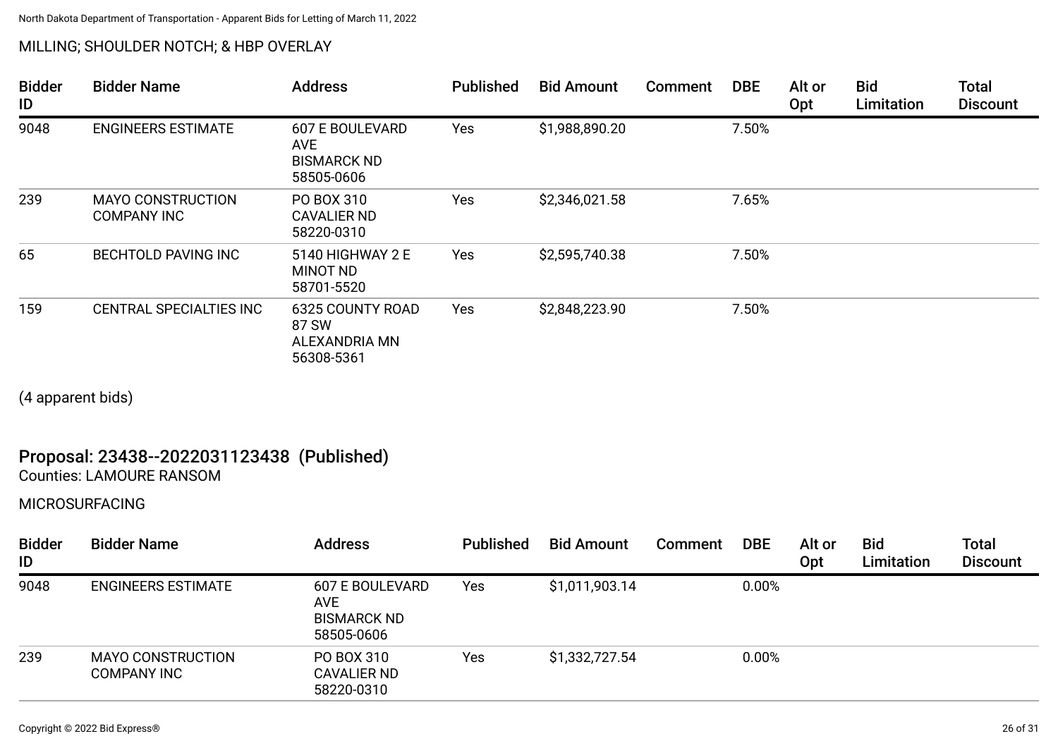MILLING; SHOULDER NOTCH; & HBP OVERLAY

| Bidder ID | Bidder Name | Address | Published | Bid Amount | Comment | DBE | Alt or Opt | Bid Limitation | Total Discount |
|---|---|---|---|---|---|---|---|---|---|
| 9048 | ENGINEERS ESTIMATE | 607 E BOULEVARD AVE BISMARCK ND 58505-0606 | Yes | $1,988,890.20 | | 7.50% | | | |
| 239 | MAYO CONSTRUCTION COMPANY INC | PO BOX 310 CAVALIER ND 58220-0310 | Yes | $2,346,021.58 | | 7.65% | | | |
| 65 | BECHTOLD PAVING INC | 5140 HIGHWAY 2 E MINOT ND 58701-5520 | Yes | $2,595,740.38 | | 7.50% | | | |
| 159 | CENTRAL SPECIALTIES INC | 6325 COUNTY ROAD 87 SW ALEXANDRIA MN 56308-5361 | Yes | $2,848,223.90 | | 7.50% | | | |

(4 apparent bids)

## Proposal: 23438--2022031123438 (Published)

Counties: LAMOURE RANSOM

MICROSURFACING

| Bidder ID | Bidder Name | Address | Published | Bid Amount | Comment | DBE | Alt or Opt | Bid Limitation | Total Discount |
|---|---|---|---|---|---|---|---|---|---|
| 9048 | ENGINEERS ESTIMATE | 607 E BOULEVARD AVE BISMARCK ND 58505-0606 | Yes | $1,011,903.14 | | 0.00% | | | |
| 239 | MAYO CONSTRUCTION COMPANY INC | PO BOX 310 CAVALIER ND 58220-0310 | Yes | $1,332,727.54 | | 0.00% | | | |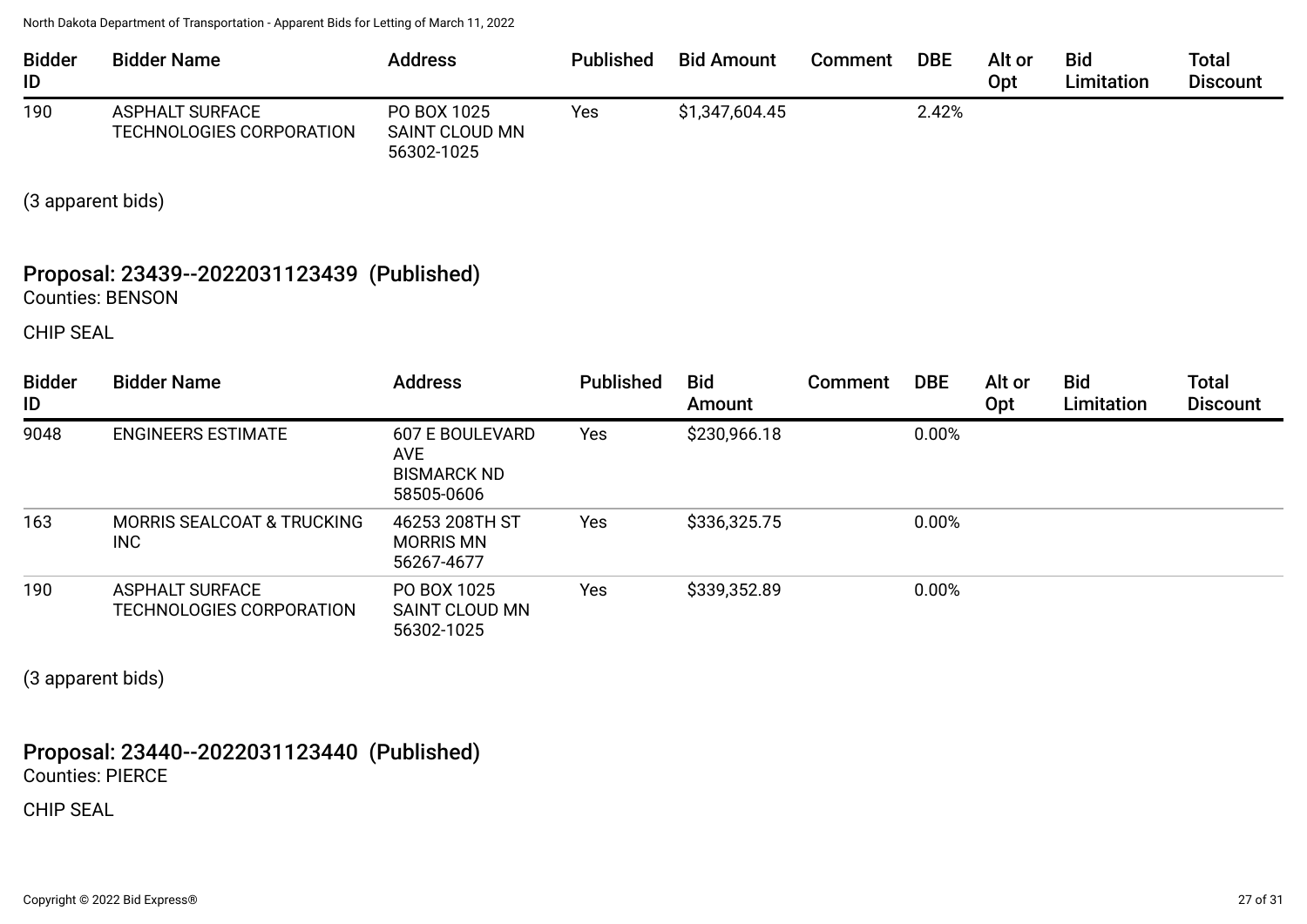| Bidder ID | Bidder Name | Address | Published | Bid Amount | Comment | DBE | Alt or Opt | Bid Limitation | Total Discount |
|---|---|---|---|---|---|---|---|---|---|
| 190 | ASPHALT SURFACE TECHNOLOGIES CORPORATION | PO BOX 1025 SAINT CLOUD MN 56302-1025 | Yes | $1,347,604.45 | | 2.42% | | | |

(3 apparent bids)

## Proposal: 23439--2022031123439 (Published)

Counties: BENSON

CHIP SEAL

| Bidder ID | Bidder Name | Address | Published | Bid Amount | Comment | DBE | Alt or Opt | Bid Limitation | Total Discount |
|---|---|---|---|---|---|---|---|---|---|
| 9048 | ENGINEERS ESTIMATE | 607 E BOULEVARD AVE BISMARCK ND 58505-0606 | Yes | $230,966.18 | | 0.00% | | | |
| 163 | MORRIS SEALCOAT & TRUCKING INC | 46253 208TH ST MORRIS MN 56267-4677 | Yes | $336,325.75 | | 0.00% | | | |
| 190 | ASPHALT SURFACE TECHNOLOGIES CORPORATION | PO BOX 1025 SAINT CLOUD MN 56302-1025 | Yes | $339,352.89 | | 0.00% | | | |

(3 apparent bids)

## Proposal: 23440--2022031123440 (Published)

Counties: PIERCE

CHIP SEAL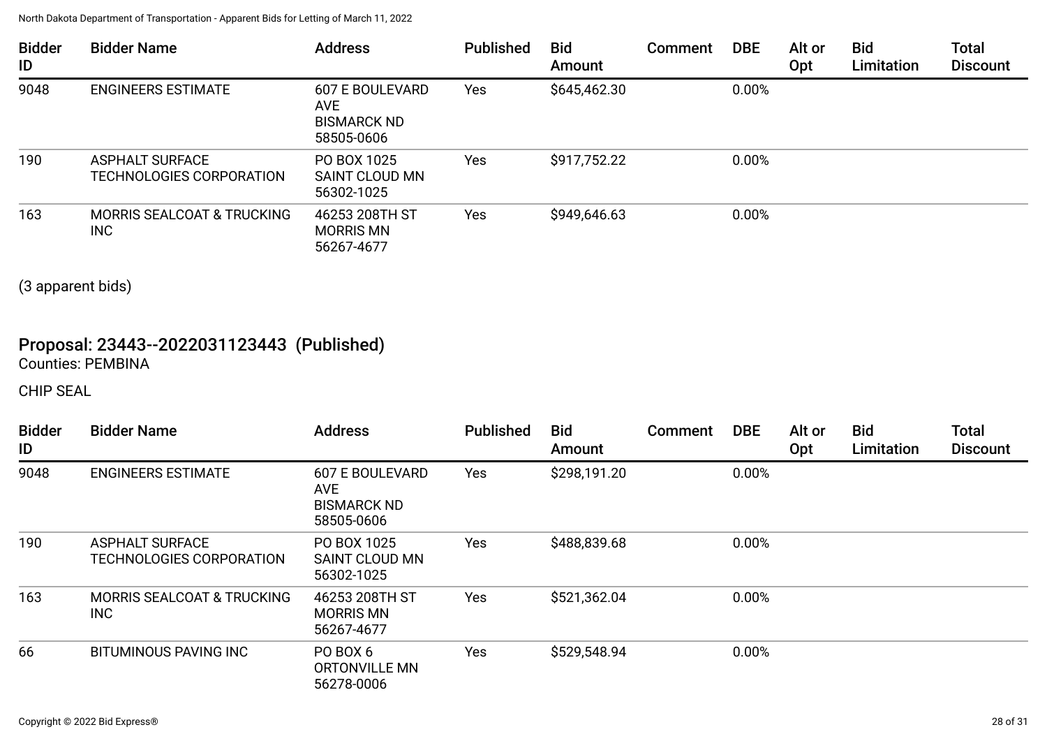| Bidder ID | Bidder Name | Address | Published | Bid Amount | Comment | DBE | Alt or Opt | Bid Limitation | Total Discount |
|---|---|---|---|---|---|---|---|---|---|
| 9048 | ENGINEERS ESTIMATE | 607 E BOULEVARD AVE BISMARCK ND 58505-0606 | Yes | $645,462.30 | | 0.00% | | | |
| 190 | ASPHALT SURFACE TECHNOLOGIES CORPORATION | PO BOX 1025 SAINT CLOUD MN 56302-1025 | Yes | $917,752.22 | | 0.00% | | | |
| 163 | MORRIS SEALCOAT & TRUCKING INC | 46253 208TH ST MORRIS MN 56267-4677 | Yes | $949,646.63 | | 0.00% | | | |

(3 apparent bids)

## Proposal: 23443--2022031123443 (Published)

Counties: PEMBINA

CHIP SEAL

| Bidder ID | Bidder Name | Address | Published | Bid Amount | Comment | DBE | Alt or Opt | Bid Limitation | Total Discount |
|---|---|---|---|---|---|---|---|---|---|
| 9048 | ENGINEERS ESTIMATE | 607 E BOULEVARD AVE BISMARCK ND 58505-0606 | Yes | $298,191.20 | | 0.00% | | | |
| 190 | ASPHALT SURFACE TECHNOLOGIES CORPORATION | PO BOX 1025 SAINT CLOUD MN 56302-1025 | Yes | $488,839.68 | | 0.00% | | | |
| 163 | MORRIS SEALCOAT & TRUCKING INC | 46253 208TH ST MORRIS MN 56267-4677 | Yes | $521,362.04 | | 0.00% | | | |
| 66 | BITUMINOUS PAVING INC | PO BOX 6 ORTONVILLE MN 56278-0006 | Yes | $529,548.94 | | 0.00% | | | |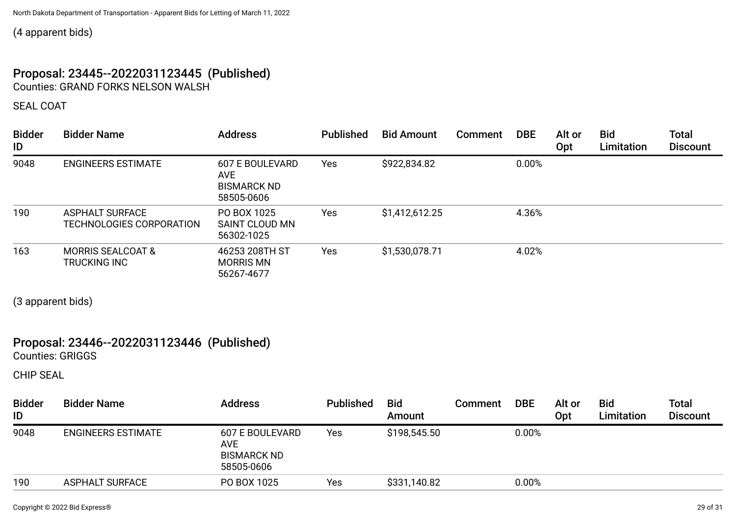(4 apparent bids)

## Proposal: 23445--2022031123445 (Published)

Counties: GRAND FORKS NELSON WALSH

SEAL COAT

| Bidder ID | Bidder Name | Address | Published | Bid Amount | Comment | DBE | Alt or Opt | Bid Limitation | Total Discount |
|---|---|---|---|---|---|---|---|---|---|
| 9048 | ENGINEERS ESTIMATE | 607 E BOULEVARD AVE BISMARCK ND 58505-0606 | Yes | $922,834.82 | | 0.00% | | | |
| 190 | ASPHALT SURFACE TECHNOLOGIES CORPORATION | PO BOX 1025 SAINT CLOUD MN 56302-1025 | Yes | $1,412,612.25 | | 4.36% | | | |
| 163 | MORRIS SEALCOAT & TRUCKING INC | 46253 208TH ST MORRIS MN 56267-4677 | Yes | $1,530,078.71 | | 4.02% | | | |

(3 apparent bids)

## Proposal: 23446--2022031123446 (Published)

Counties: GRIGGS

CHIP SEAL

| Bidder ID | Bidder Name | Address | Published | Bid Amount | Comment | DBE | Alt or Opt | Bid Limitation | Total Discount |
|---|---|---|---|---|---|---|---|---|---|
| 9048 | ENGINEERS ESTIMATE | 607 E BOULEVARD AVE BISMARCK ND 58505-0606 | Yes | $198,545.50 | | 0.00% | | | |
| 190 | ASPHALT SURFACE | PO BOX 1025 | Yes | $331,140.82 | | 0.00% | | | |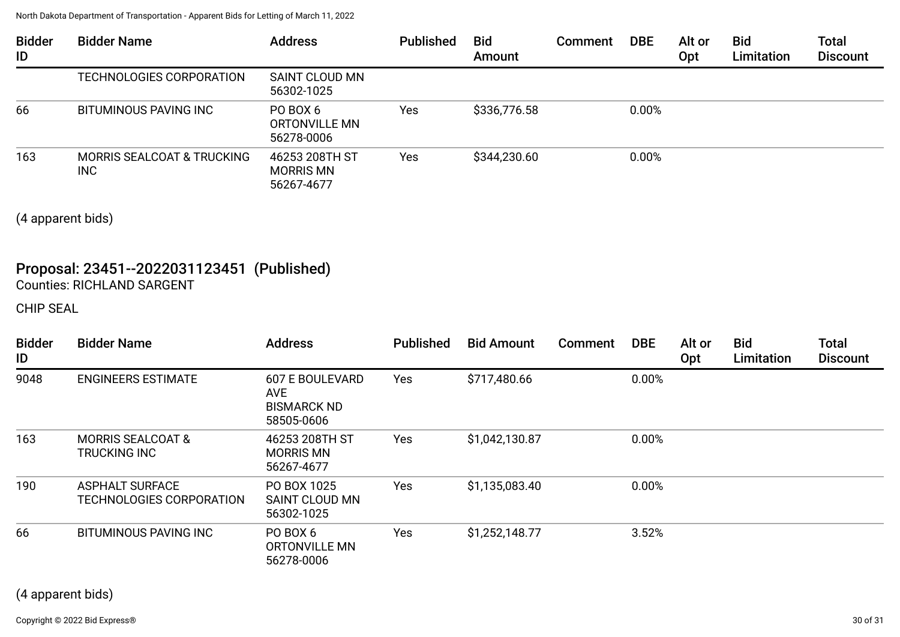| Bidder ID | Bidder Name | Address | Published | Bid Amount | Comment | DBE | Alt or Opt | Bid Limitation | Total Discount |
|---|---|---|---|---|---|---|---|---|---|
| | TECHNOLOGIES CORPORATION | SAINT CLOUD MN 56302-1025 | | | | | | | |
| 66 | BITUMINOUS PAVING INC | PO BOX 6 ORTONVILLE MN 56278-0006 | Yes | $336,776.58 | | 0.00% | | | |
| 163 | MORRIS SEALCOAT & TRUCKING INC | 46253 208TH ST MORRIS MN 56267-4677 | Yes | $344,230.60 | | 0.00% | | | |

(4 apparent bids)

## Proposal: 23451--2022031123451 (Published)

Counties: RICHLAND SARGENT

CHIP SEAL

| Bidder ID | Bidder Name | Address | Published | Bid Amount | Comment | DBE | Alt or Opt | Bid Limitation | Total Discount |
|---|---|---|---|---|---|---|---|---|---|
| 9048 | ENGINEERS ESTIMATE | 607 E BOULEVARD AVE BISMARCK ND 58505-0606 | Yes | $717,480.66 | | 0.00% | | | |
| 163 | MORRIS SEALCOAT & TRUCKING INC | 46253 208TH ST MORRIS MN 56267-4677 | Yes | $1,042,130.87 | | 0.00% | | | |
| 190 | ASPHALT SURFACE TECHNOLOGIES CORPORATION | PO BOX 1025 SAINT CLOUD MN 56302-1025 | Yes | $1,135,083.40 | | 0.00% | | | |
| 66 | BITUMINOUS PAVING INC | PO BOX 6 ORTONVILLE MN 56278-0006 | Yes | $1,252,148.77 | | 3.52% | | | |

(4 apparent bids)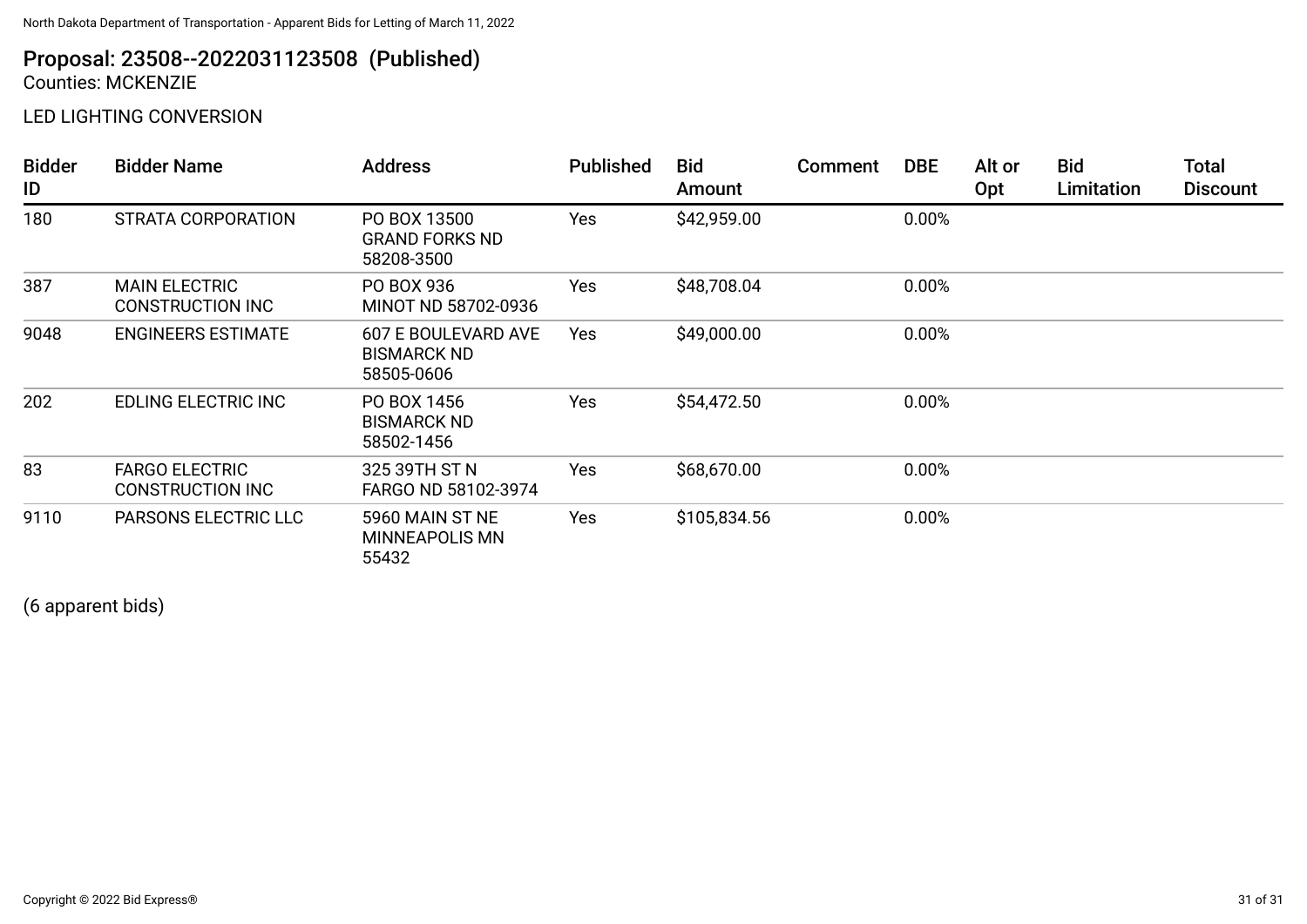## Proposal: 23508--2022031123508 (Published)

Counties: MCKENZIE

LED LIGHTING CONVERSION

| Bidder ID | Bidder Name | Address | Published | Bid Amount | Comment | DBE | Alt or Opt | Bid Limitation | Total Discount |
|---|---|---|---|---|---|---|---|---|---|
| 180 | STRATA CORPORATION | PO BOX 13500 GRAND FORKS ND 58208-3500 | Yes | $42,959.00 | | 0.00% | | | |
| 387 | MAIN ELECTRIC CONSTRUCTION INC | PO BOX 936 MINOT ND 58702-0936 | Yes | $48,708.04 | | 0.00% | | | |
| 9048 | ENGINEERS ESTIMATE | 607 E BOULEVARD AVE BISMARCK ND 58505-0606 | Yes | $49,000.00 | | 0.00% | | | |
| 202 | EDLING ELECTRIC INC | PO BOX 1456 BISMARCK ND 58502-1456 | Yes | $54,472.50 | | 0.00% | | | |
| 83 | FARGO ELECTRIC CONSTRUCTION INC | 325 39TH ST N FARGO ND 58102-3974 | Yes | $68,670.00 | | 0.00% | | | |
| 9110 | PARSONS ELECTRIC LLC | 5960 MAIN ST NE MINNEAPOLIS MN 55432 | Yes | $105,834.56 | | 0.00% | | | |

(6 apparent bids)